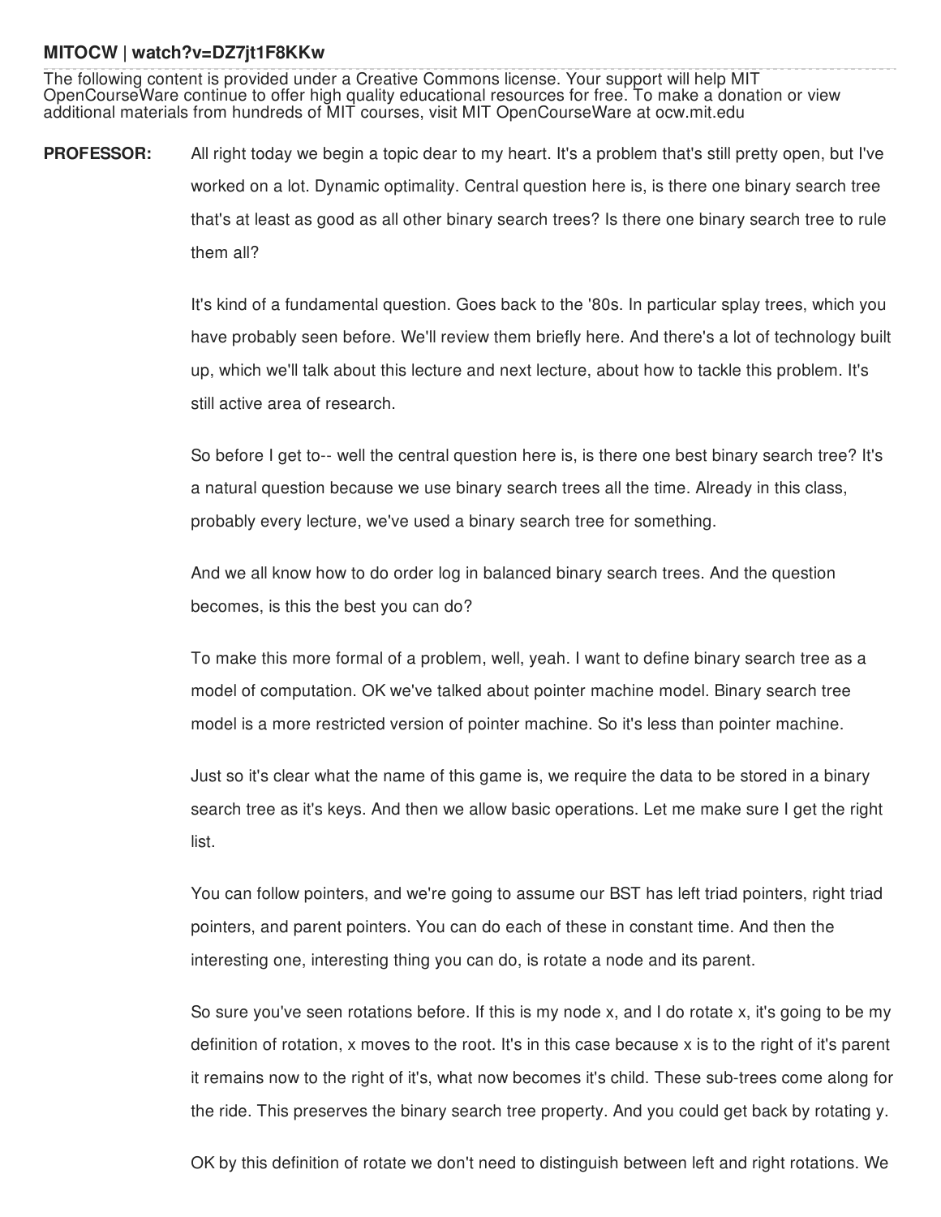**MITOCW | watch?v=DZ7jt1F8KKw**

The following content is provided under a Creative Commons license. Your support will help MIT OpenCourseWare continue to offer high quality educational resources for free. To make a donation or view additional materials from hundreds of MIT courses, visit MIT OpenCourseWare at ocw.mit.edu

**PROFESSOR:** All right today we begin a topic dear to my heart. It's a problem that's still pretty open, but I've worked on a lot. Dynamic optimality. Central question here is, is there one binary search tree that's at least as good as all other binary search trees? Is there one binary search tree to rule them all?

It's kind of a fundamental question. Goes back to the '80s. In particular splay trees, which you have probably seen before. We'll review them briefly here. And there's a lot of technology built up, which we'll talk about this lecture and next lecture, about how to tackle this problem. It's still active area of research.

So before I get to-- well the central question here is, is there one best binary search tree? It's a natural question because we use binary search trees all the time. Already in this class, probably every lecture, we've used a binary search tree for something.

And we all know how to do order log in balanced binary search trees. And the question becomes, is this the best you can do?

To make this more formal of a problem, well, yeah. I want to define binary search tree as a model of computation. OK we've talked about pointer machine model. Binary search tree model is a more restricted version of pointer machine. So it's less than pointer machine.

Just so it's clear what the name of this game is, we require the data to be stored in a binary search tree as it's keys. And then we allow basic operations. Let me make sure I get the right list.

You can follow pointers, and we're going to assume our BST has left triad pointers, right triad pointers, and parent pointers. You can do each of these in constant time. And then the interesting one, interesting thing you can do, is rotate a node and its parent.

So sure you've seen rotations before. If this is my node x, and I do rotate x, it's going to be my definition of rotation, x moves to the root. It's in this case because x is to the right of it's parent it remains now to the right of it's, what now becomes it's child. These sub-trees come along for the ride. This preserves the binary search tree property. And you could get back by rotating y.

OK by this definition of rotate we don't need to distinguish between left and right rotations. We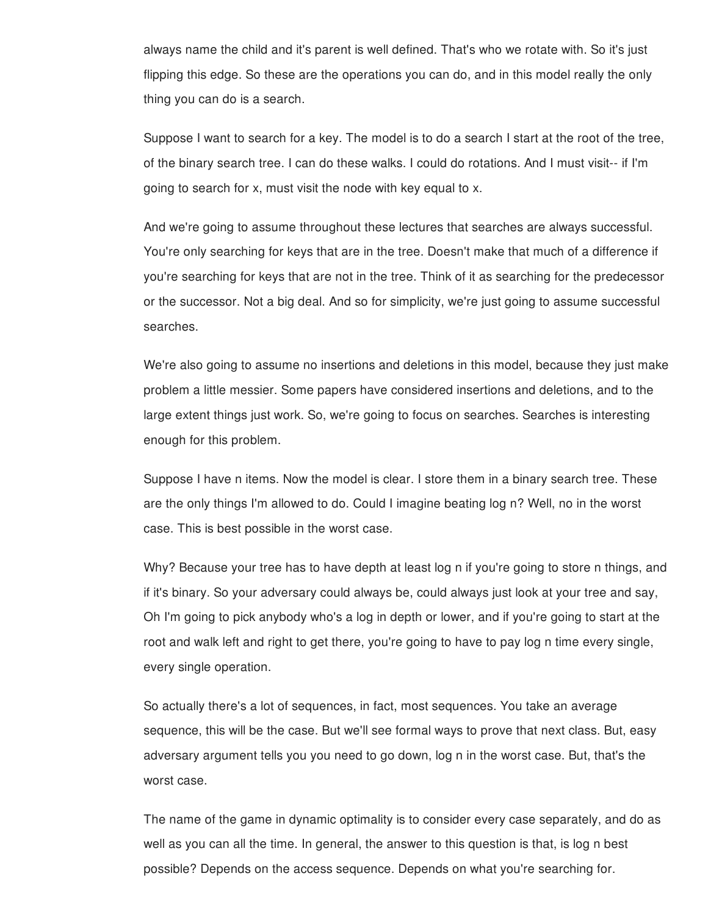always name the child and it's parent is well defined. That's who we rotate with. So it's just flipping this edge. So these are the operations you can do, and in this model really the only thing you can do is a search.

Suppose I want to search for a key. The model is to do a search I start at the root of the tree, of the binary search tree. I can do these walks. I could do rotations. And I must visit-- if I'm going to search for x, must visit the node with key equal to x.

And we're going to assume throughout these lectures that searches are always successful. You're only searching for keys that are in the tree. Doesn't make that much of a difference if you're searching for keys that are not in the tree. Think of it as searching for the predecessor or the successor. Not a big deal. And so for simplicity, we're just going to assume successful searches.

We're also going to assume no insertions and deletions in this model, because they just make problem a little messier. Some papers have considered insertions and deletions, and to the large extent things just work. So, we're going to focus on searches. Searches is interesting enough for this problem.

Suppose I have n items. Now the model is clear. I store them in a binary search tree. These are the only things I'm allowed to do. Could I imagine beating log n? Well, no in the worst case. This is best possible in the worst case.

Why? Because your tree has to have depth at least log n if you're going to store n things, and if it's binary. So your adversary could always be, could always just look at your tree and say, Oh I'm going to pick anybody who's a log in depth or lower, and if you're going to start at the root and walk left and right to get there, you're going to have to pay log n time every single, every single operation.

So actually there's a lot of sequences, in fact, most sequences. You take an average sequence, this will be the case. But we'll see formal ways to prove that next class. But, easy adversary argument tells you you need to go down, log n in the worst case. But, that's the worst case.

The name of the game in dynamic optimality is to consider every case separately, and do as well as you can all the time. In general, the answer to this question is that, is log n best possible? Depends on the access sequence. Depends on what you're searching for.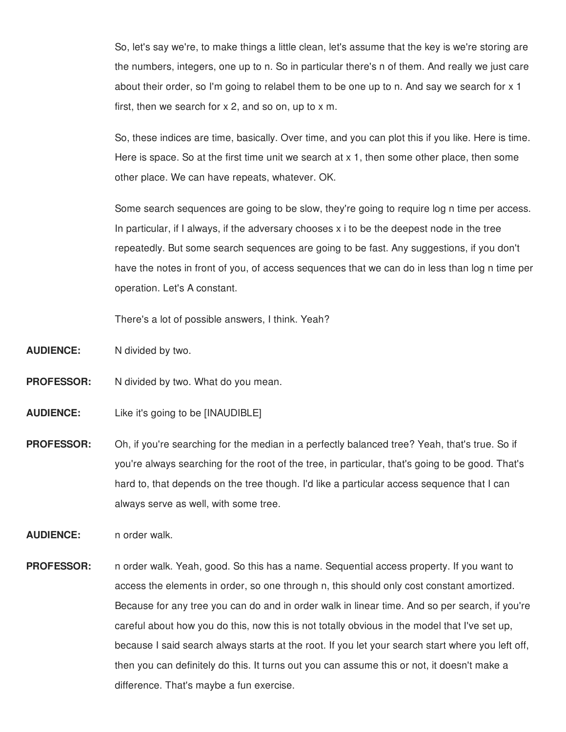So, let's say we're, to make things a little clean, let's assume that the key is we're storing are the numbers, integers, one up to n. So in particular there's n of them. And really we just care about their order, so I'm going to relabel them to be one up to n. And say we search for x 1 first, then we search for x 2, and so on, up to x m.

So, these indices are time, basically. Over time, and you can plot this if you like. Here is time. Here is space. So at the first time unit we search at x 1, then some other place, then some other place. We can have repeats, whatever. OK.

Some search sequences are going to be slow, they're going to require log n time per access. In particular, if I always, if the adversary chooses x i to be the deepest node in the tree repeatedly. But some search sequences are going to be fast. Any suggestions, if you don't have the notes in front of you, of access sequences that we can do in less than log n time per operation. Let's A constant.

There's a lot of possible answers, I think. Yeah?

**AUDIENCE:** N divided by two.

**PROFESSOR:** N divided by two. What do you mean.

**AUDIENCE:** Like it's going to be [INAUDIBLE]

**PROFESSOR:** Oh, if you're searching for the median in a perfectly balanced tree? Yeah, that's true. So if you're always searching for the root of the tree, in particular, that's going to be good. That's hard to, that depends on the tree though. I'd like a particular access sequence that I can always serve as well, with some tree.

**AUDIENCE:** n order walk.

**PROFESSOR:** n order walk. Yeah, good. So this has a name. Sequential access property. If you want to access the elements in order, so one through n, this should only cost constant amortized. Because for any tree you can do and in order walk in linear time. And so per search, if you're careful about how you do this, now this is not totally obvious in the model that I've set up, because I said search always starts at the root. If you let your search start where you left off, then you can definitely do this. It turns out you can assume this or not, it doesn't make a difference. That's maybe a fun exercise.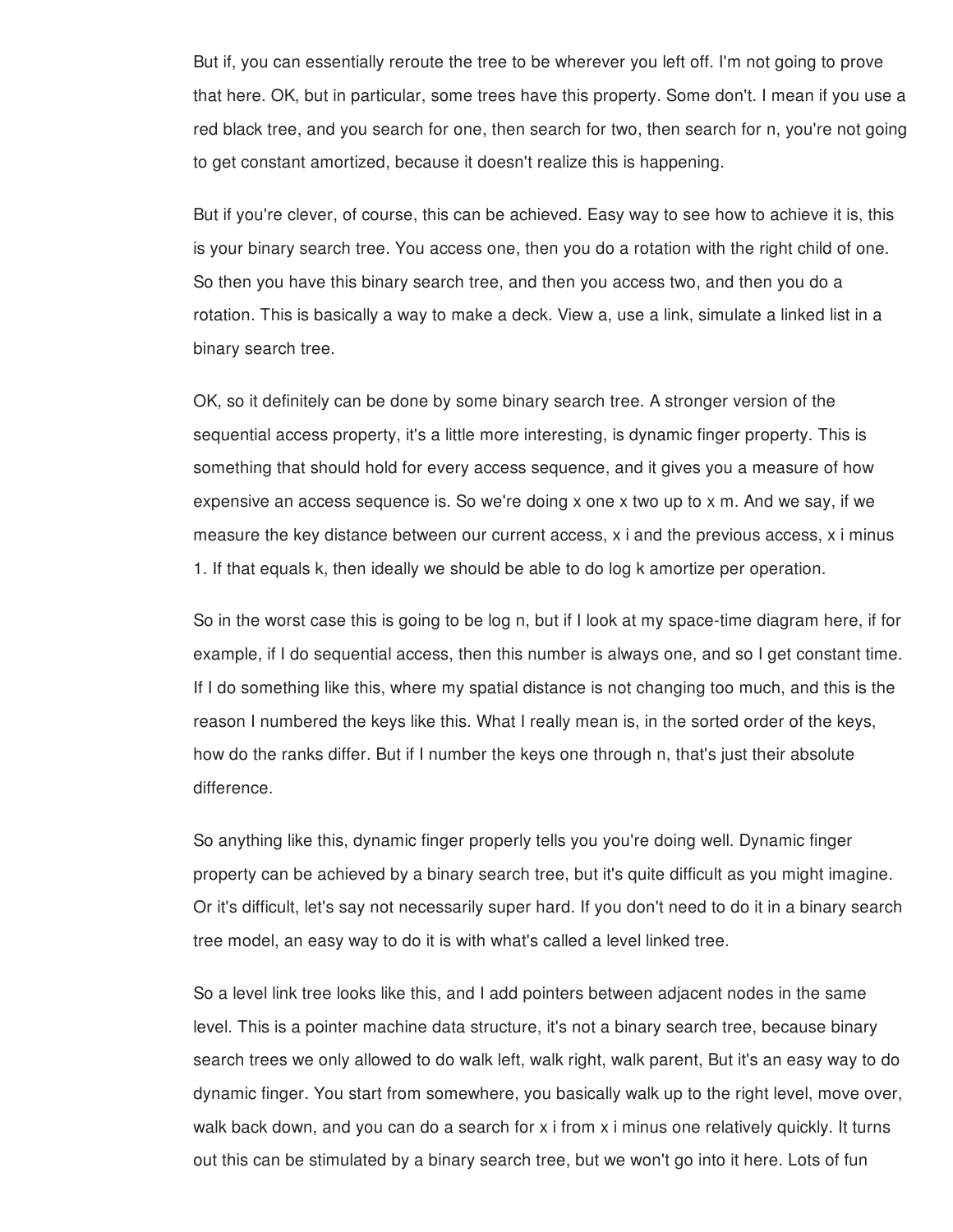But if, you can essentially reroute the tree to be wherever you left off. I'm not going to prove that here. OK, but in particular, some trees have this property. Some don't. I mean if you use a red black tree, and you search for one, then search for two, then search for n, you're not going to get constant amortized, because it doesn't realize this is happening.

But if you're clever, of course, this can be achieved. Easy way to see how to achieve it is, this is your binary search tree. You access one, then you do a rotation with the right child of one. So then you have this binary search tree, and then you access two, and then you do a rotation. This is basically a way to make a deck. View a, use a link, simulate a linked list in a binary search tree.

OK, so it definitely can be done by some binary search tree. A stronger version of the sequential access property, it's a little more interesting, is dynamic finger property. This is something that should hold for every access sequence, and it gives you a measure of how expensive an access sequence is. So we're doing x one x two up to x m. And we say, if we measure the key distance between our current access, x i and the previous access, x i minus 1. If that equals k, then ideally we should be able to do log k amortize per operation.

So in the worst case this is going to be log n, but if I look at my space-time diagram here, if for example, if I do sequential access, then this number is always one, and so I get constant time. If I do something like this, where my spatial distance is not changing too much, and this is the reason I numbered the keys like this. What I really mean is, in the sorted order of the keys, how do the ranks differ. But if I number the keys one through n, that's just their absolute difference.

So anything like this, dynamic finger properly tells you you're doing well. Dynamic finger property can be achieved by a binary search tree, but it's quite difficult as you might imagine. Or it's difficult, let's say not necessarily super hard. If you don't need to do it in a binary search tree model, an easy way to do it is with what's called a level linked tree.

So a level link tree looks like this, and I add pointers between adjacent nodes in the same level. This is a pointer machine data structure, it's not a binary search tree, because binary search trees we only allowed to do walk left, walk right, walk parent, But it's an easy way to do dynamic finger. You start from somewhere, you basically walk up to the right level, move over, walk back down, and you can do a search for x i from x i minus one relatively quickly. It turns out this can be stimulated by a binary search tree, but we won't go into it here. Lots of fun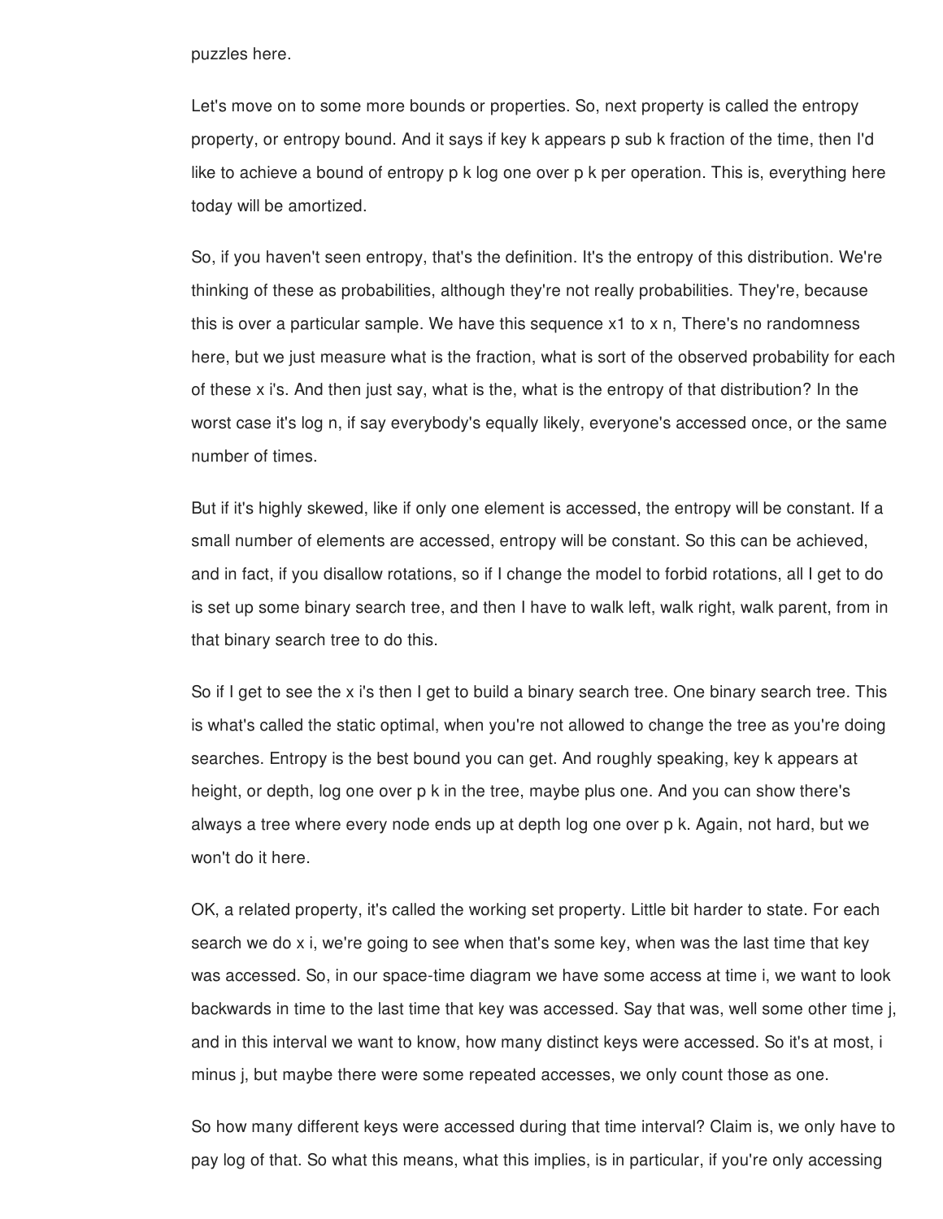puzzles here.

Let's move on to some more bounds or properties. So, next property is called the entropy property, or entropy bound. And it says if key k appears p sub k fraction of the time, then I'd like to achieve a bound of entropy p k log one over p k per operation. This is, everything here today will be amortized.

So, if you haven't seen entropy, that's the definition. It's the entropy of this distribution. We're thinking of these as probabilities, although they're not really probabilities. They're, because this is over a particular sample. We have this sequence x1 to x n, There's no randomness here, but we just measure what is the fraction, what is sort of the observed probability for each of these x i's. And then just say, what is the, what is the entropy of that distribution? In the worst case it's log n, if say everybody's equally likely, everyone's accessed once, or the same number of times.

But if it's highly skewed, like if only one element is accessed, the entropy will be constant. If a small number of elements are accessed, entropy will be constant. So this can be achieved, and in fact, if you disallow rotations, so if I change the model to forbid rotations, all I get to do is set up some binary search tree, and then I have to walk left, walk right, walk parent, from in that binary search tree to do this.

So if I get to see the x i's then I get to build a binary search tree. One binary search tree. This is what's called the static optimal, when you're not allowed to change the tree as you're doing searches. Entropy is the best bound you can get. And roughly speaking, key k appears at height, or depth, log one over p k in the tree, maybe plus one. And you can show there's always a tree where every node ends up at depth log one over p k. Again, not hard, but we won't do it here.

OK, a related property, it's called the working set property. Little bit harder to state. For each search we do x i, we're going to see when that's some key, when was the last time that key was accessed. So, in our space-time diagram we have some access at time i, we want to look backwards in time to the last time that key was accessed. Say that was, well some other time j, and in this interval we want to know, how many distinct keys were accessed. So it's at most, i minus j, but maybe there were some repeated accesses, we only count those as one.

So how many different keys were accessed during that time interval? Claim is, we only have to pay log of that. So what this means, what this implies, is in particular, if you're only accessing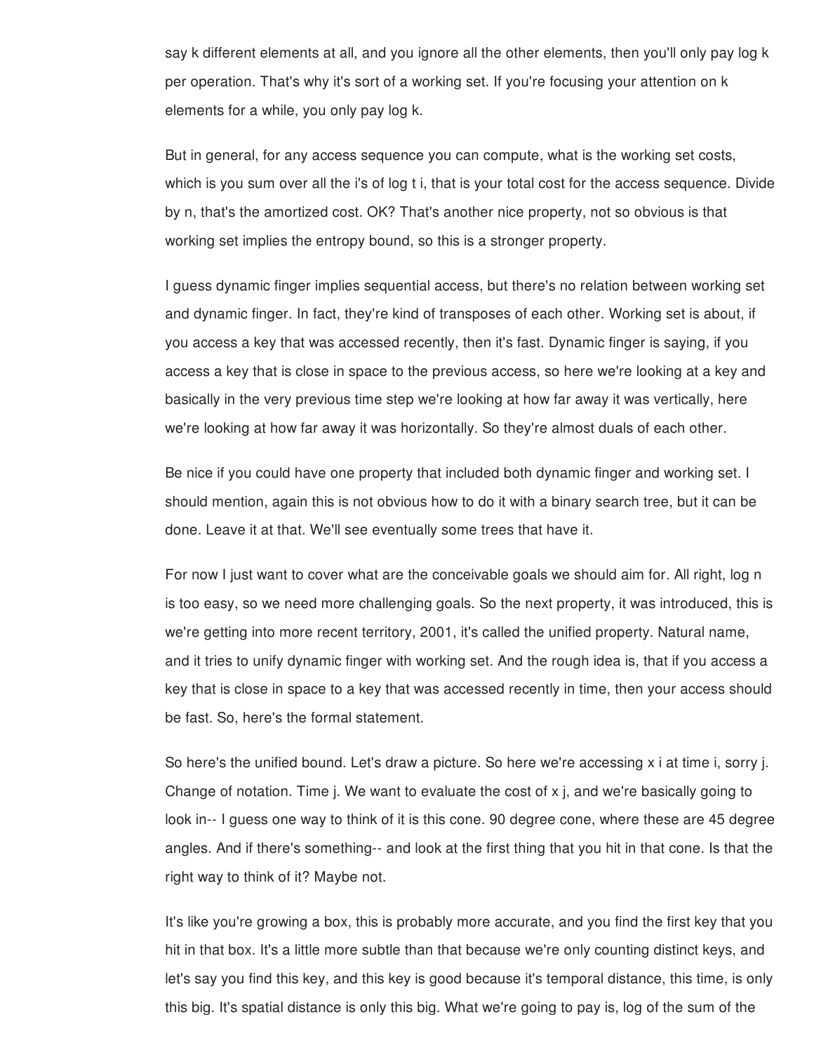say k different elements at all, and you ignore all the other elements, then you'll only pay log k per operation. That's why it's sort of a working set. If you're focusing your attention on k elements for a while, you only pay log k.

But in general, for any access sequence you can compute, what is the working set costs, which is you sum over all the i's of log t i, that is your total cost for the access sequence. Divide by n, that's the amortized cost. OK? That's another nice property, not so obvious is that working set implies the entropy bound, so this is a stronger property.

I guess dynamic finger implies sequential access, but there's no relation between working set and dynamic finger. In fact, they're kind of transposes of each other. Working set is about, if you access a key that was accessed recently, then it's fast. Dynamic finger is saying, if you access a key that is close in space to the previous access, so here we're looking at a key and basically in the very previous time step we're looking at how far away it was vertically, here we're looking at how far away it was horizontally. So they're almost duals of each other.

Be nice if you could have one property that included both dynamic finger and working set. I should mention, again this is not obvious how to do it with a binary search tree, but it can be done. Leave it at that. We'll see eventually some trees that have it.

For now I just want to cover what are the conceivable goals we should aim for. All right, log n is too easy, so we need more challenging goals. So the next property, it was introduced, this is we're getting into more recent territory, 2001, it's called the unified property. Natural name, and it tries to unify dynamic finger with working set. And the rough idea is, that if you access a key that is close in space to a key that was accessed recently in time, then your access should be fast. So, here's the formal statement.

So here's the unified bound. Let's draw a picture. So here we're accessing x i at time i, sorry j. Change of notation. Time j. We want to evaluate the cost of x j, and we're basically going to look in-- I guess one way to think of it is this cone. 90 degree cone, where these are 45 degree angles. And if there's something-- and look at the first thing that you hit in that cone. Is that the right way to think of it? Maybe not.

It's like you're growing a box, this is probably more accurate, and you find the first key that you hit in that box. It's a little more subtle than that because we're only counting distinct keys, and let's say you find this key, and this key is good because it's temporal distance, this time, is only this big. It's spatial distance is only this big. What we're going to pay is, log of the sum of the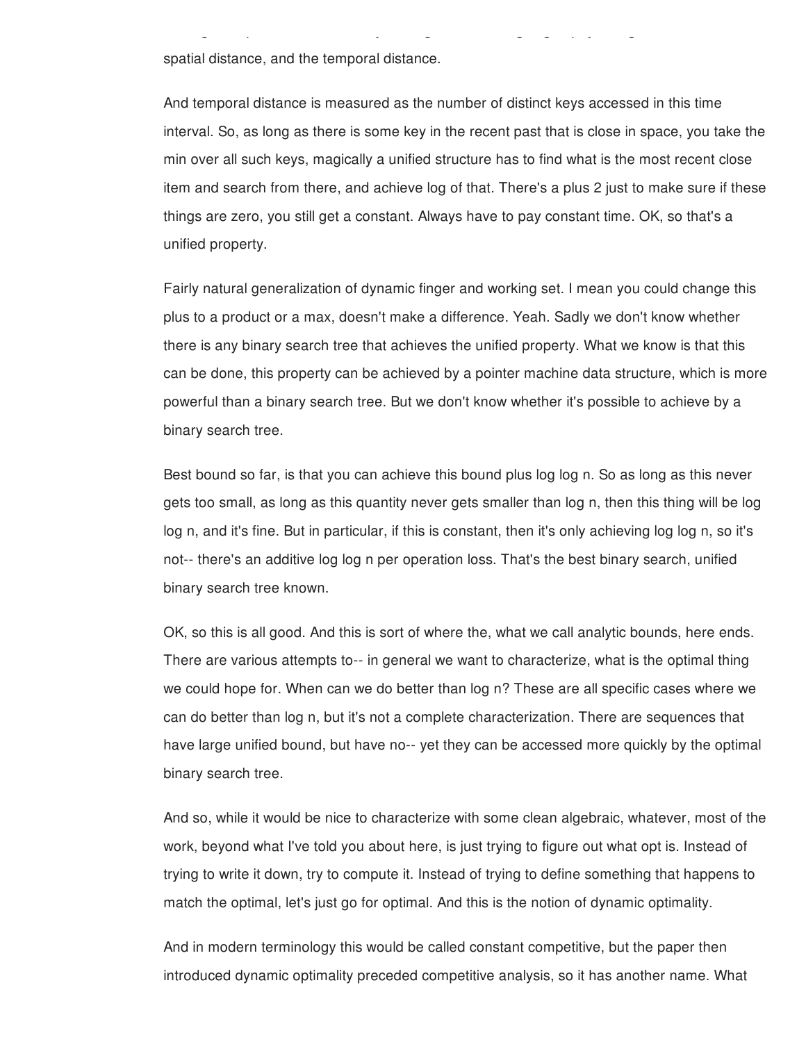spatial distance, and the temporal distance.

And temporal distance is measured as the number of distinct keys accessed in this time interval. So, as long as there is some key in the recent past that is close in space, you take the min over all such keys, magically a unified structure has to find what is the most recent close item and search from there, and achieve log of that. There's a plus 2 just to make sure if these things are zero, you still get a constant. Always have to pay constant time. OK, so that's a unified property.

Fairly natural generalization of dynamic finger and working set. I mean you could change this plus to a product or a max, doesn't make a difference. Yeah. Sadly we don't know whether there is any binary search tree that achieves the unified property. What we know is that this can be done, this property can be achieved by a pointer machine data structure, which is more powerful than a binary search tree. But we don't know whether it's possible to achieve by a binary search tree.

Best bound so far, is that you can achieve this bound plus log log n. So as long as this never gets too small, as long as this quantity never gets smaller than log n, then this thing will be log log n, and it's fine. But in particular, if this is constant, then it's only achieving log log n, so it's not-- there's an additive log log n per operation loss. That's the best binary search, unified binary search tree known.

OK, so this is all good. And this is sort of where the, what we call analytic bounds, here ends. There are various attempts to-- in general we want to characterize, what is the optimal thing we could hope for. When can we do better than log n? These are all specific cases where we can do better than log n, but it's not a complete characterization. There are sequences that have large unified bound, but have no-- yet they can be accessed more quickly by the optimal binary search tree.

And so, while it would be nice to characterize with some clean algebraic, whatever, most of the work, beyond what I've told you about here, is just trying to figure out what opt is. Instead of trying to write it down, try to compute it. Instead of trying to define something that happens to match the optimal, let's just go for optimal. And this is the notion of dynamic optimality.

And in modern terminology this would be called constant competitive, but the paper then introduced dynamic optimality preceded competitive analysis, so it has another name. What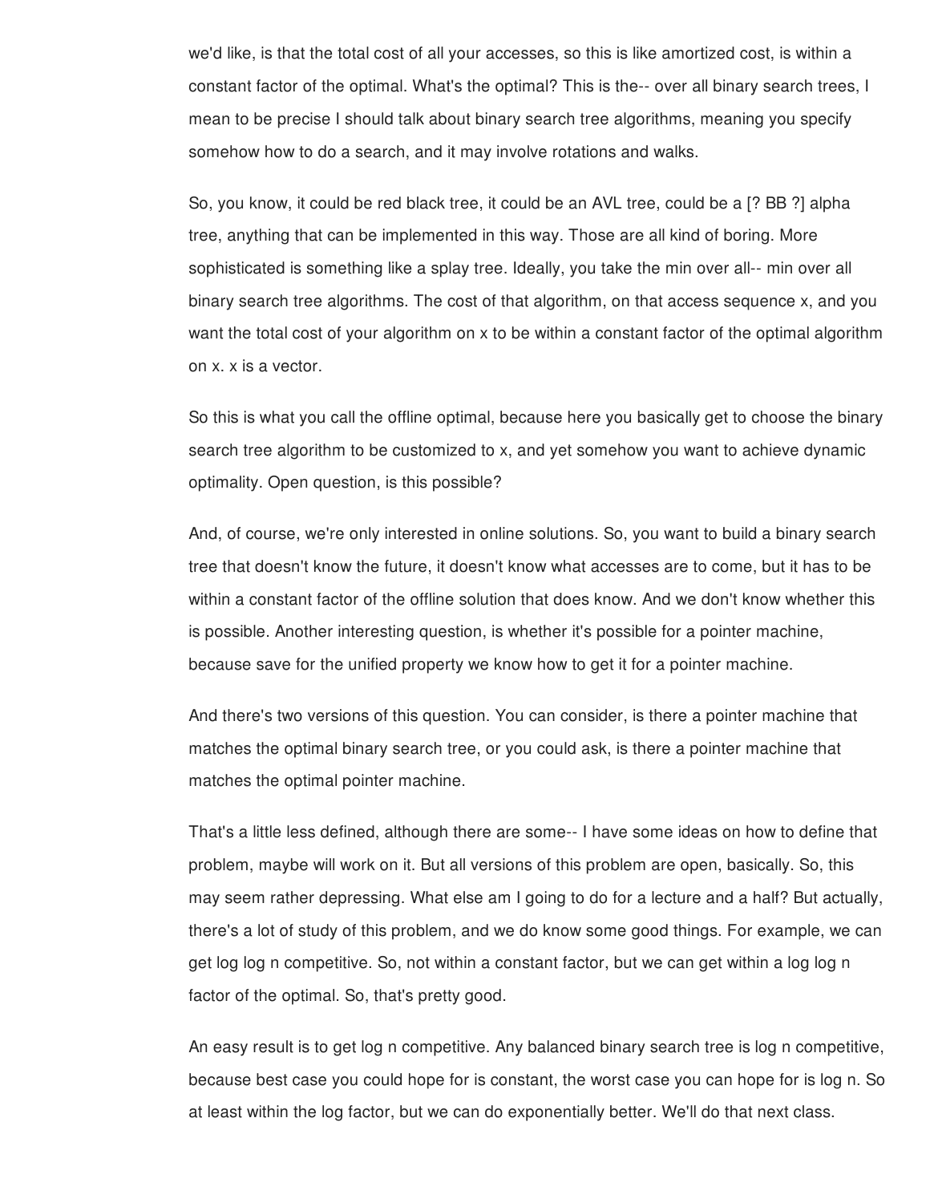we'd like, is that the total cost of all your accesses, so this is like amortized cost, is within a constant factor of the optimal. What's the optimal? This is the-- over all binary search trees, I mean to be precise I should talk about binary search tree algorithms, meaning you specify somehow how to do a search, and it may involve rotations and walks.

So, you know, it could be red black tree, it could be an AVL tree, could be a [? BB ?] alpha tree, anything that can be implemented in this way. Those are all kind of boring. More sophisticated is something like a splay tree. Ideally, you take the min over all-- min over all binary search tree algorithms. The cost of that algorithm, on that access sequence x, and you want the total cost of your algorithm on x to be within a constant factor of the optimal algorithm on x. x is a vector.

So this is what you call the offline optimal, because here you basically get to choose the binary search tree algorithm to be customized to x, and yet somehow you want to achieve dynamic optimality. Open question, is this possible?

And, of course, we're only interested in online solutions. So, you want to build a binary search tree that doesn't know the future, it doesn't know what accesses are to come, but it has to be within a constant factor of the offline solution that does know. And we don't know whether this is possible. Another interesting question, is whether it's possible for a pointer machine, because save for the unified property we know how to get it for a pointer machine.

And there's two versions of this question. You can consider, is there a pointer machine that matches the optimal binary search tree, or you could ask, is there a pointer machine that matches the optimal pointer machine.

That's a little less defined, although there are some-- I have some ideas on how to define that problem, maybe will work on it. But all versions of this problem are open, basically. So, this may seem rather depressing. What else am I going to do for a lecture and a half? But actually, there's a lot of study of this problem, and we do know some good things. For example, we can get log log n competitive. So, not within a constant factor, but we can get within a log log n factor of the optimal. So, that's pretty good.

An easy result is to get log n competitive. Any balanced binary search tree is log n competitive, because best case you could hope for is constant, the worst case you can hope for is log n. So at least within the log factor, but we can do exponentially better. We'll do that next class.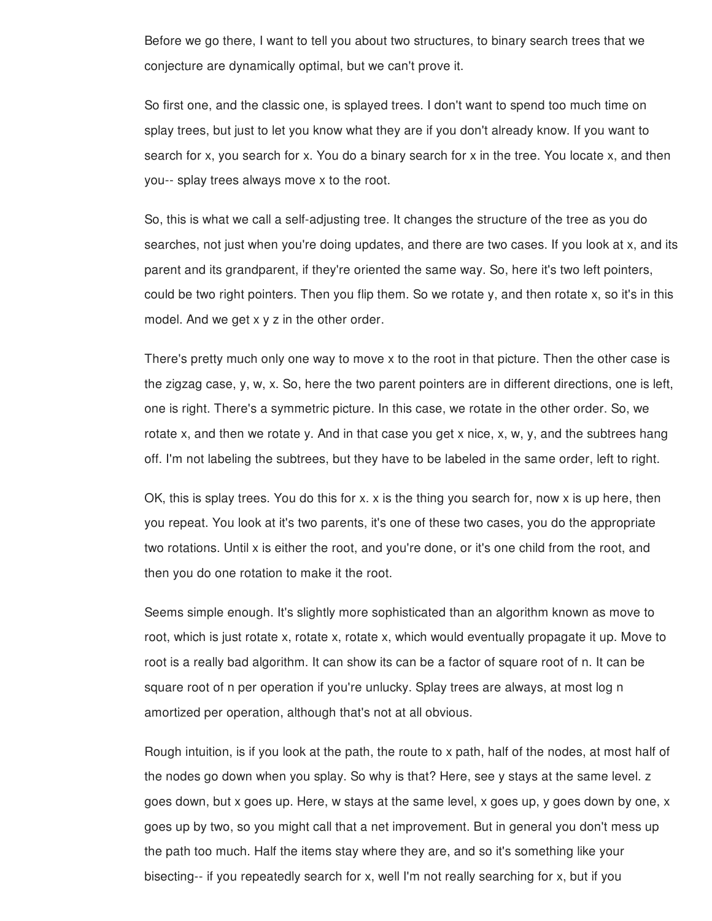Before we go there, I want to tell you about two structures, to binary search trees that we conjecture are dynamically optimal, but we can't prove it.

So first one, and the classic one, is splayed trees. I don't want to spend too much time on splay trees, but just to let you know what they are if you don't already know. If you want to search for x, you search for x. You do a binary search for x in the tree. You locate x, and then you-- splay trees always move x to the root.

So, this is what we call a self-adjusting tree. It changes the structure of the tree as you do searches, not just when you're doing updates, and there are two cases. If you look at x, and its parent and its grandparent, if they're oriented the same way. So, here it's two left pointers, could be two right pointers. Then you flip them. So we rotate y, and then rotate x, so it's in this model. And we get x y z in the other order.

There's pretty much only one way to move x to the root in that picture. Then the other case is the zigzag case, y, w, x. So, here the two parent pointers are in different directions, one is left, one is right. There's a symmetric picture. In this case, we rotate in the other order. So, we rotate x, and then we rotate y. And in that case you get x nice, x, w, y, and the subtrees hang off. I'm not labeling the subtrees, but they have to be labeled in the same order, left to right.

OK, this is splay trees. You do this for x. x is the thing you search for, now x is up here, then you repeat. You look at it's two parents, it's one of these two cases, you do the appropriate two rotations. Until x is either the root, and you're done, or it's one child from the root, and then you do one rotation to make it the root.

Seems simple enough. It's slightly more sophisticated than an algorithm known as move to root, which is just rotate x, rotate x, rotate x, which would eventually propagate it up. Move to root is a really bad algorithm. It can show its can be a factor of square root of n. It can be square root of n per operation if you're unlucky. Splay trees are always, at most log n amortized per operation, although that's not at all obvious.

Rough intuition, is if you look at the path, the route to x path, half of the nodes, at most half of the nodes go down when you splay. So why is that? Here, see y stays at the same level. z goes down, but x goes up. Here, w stays at the same level, x goes up, y goes down by one, x goes up by two, so you might call that a net improvement. But in general you don't mess up the path too much. Half the items stay where they are, and so it's something like your bisecting-- if you repeatedly search for x, well I'm not really searching for x, but if you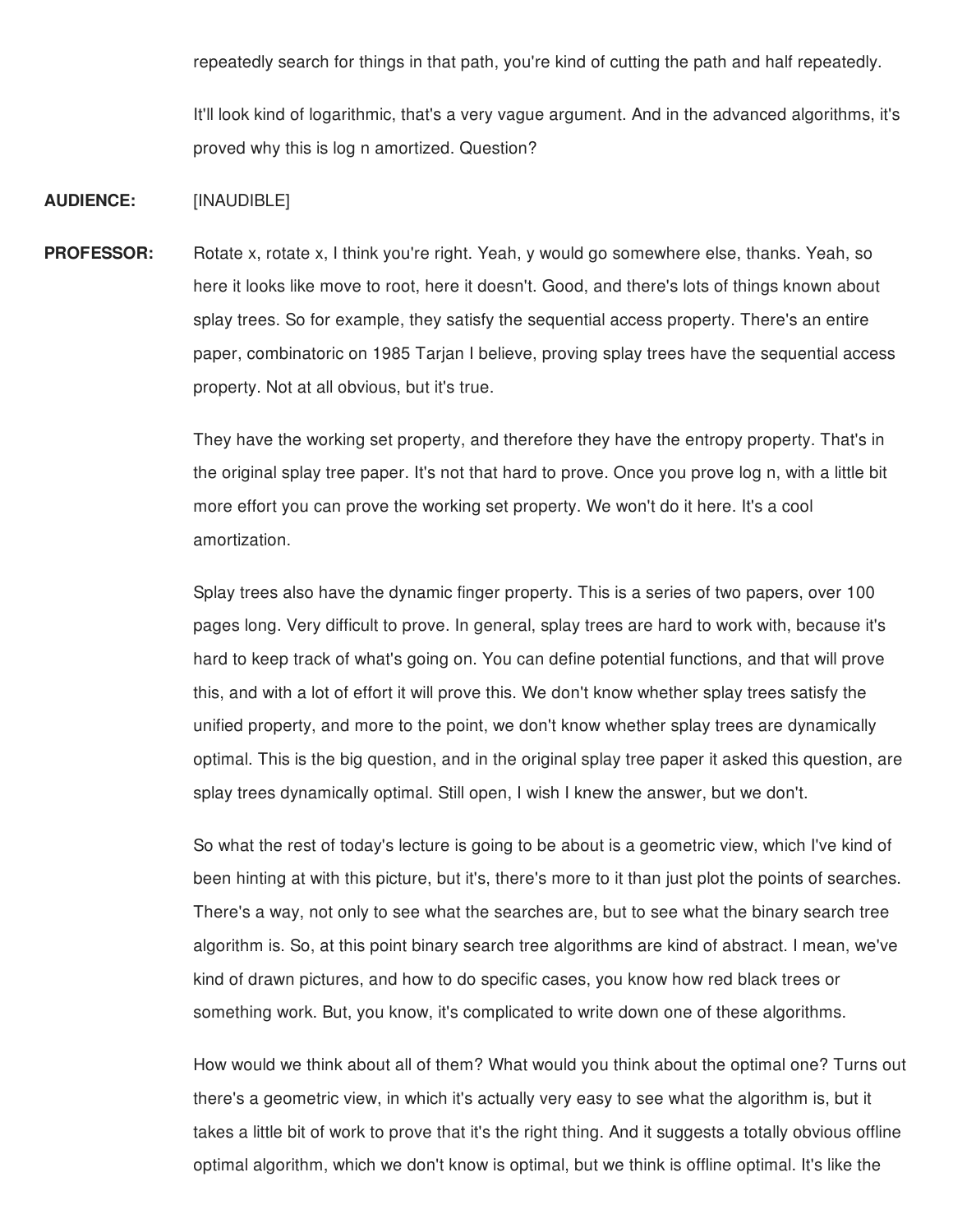repeatedly search for things in that path, you're kind of cutting the path and half repeatedly.

It'll look kind of logarithmic, that's a very vague argument. And in the advanced algorithms, it's proved why this is log n amortized. Question?

**AUDIENCE:** [INAUDIBLE]

**PROFESSOR:** Rotate x, rotate x, I think you're right. Yeah, y would go somewhere else, thanks. Yeah, so here it looks like move to root, here it doesn't. Good, and there's lots of things known about splay trees. So for example, they satisfy the sequential access property. There's an entire paper, combinatoric on 1985 Tarjan I believe, proving splay trees have the sequential access property. Not at all obvious, but it's true.

They have the working set property, and therefore they have the entropy property. That's in the original splay tree paper. It's not that hard to prove. Once you prove log n, with a little bit more effort you can prove the working set property. We won't do it here. It's a cool amortization.

Splay trees also have the dynamic finger property. This is a series of two papers, over 100 pages long. Very difficult to prove. In general, splay trees are hard to work with, because it's hard to keep track of what's going on. You can define potential functions, and that will prove this, and with a lot of effort it will prove this. We don't know whether splay trees satisfy the unified property, and more to the point, we don't know whether splay trees are dynamically optimal. This is the big question, and in the original splay tree paper it asked this question, are splay trees dynamically optimal. Still open, I wish I knew the answer, but we don't.

So what the rest of today's lecture is going to be about is a geometric view, which I've kind of been hinting at with this picture, but it's, there's more to it than just plot the points of searches. There's a way, not only to see what the searches are, but to see what the binary search tree algorithm is. So, at this point binary search tree algorithms are kind of abstract. I mean, we've kind of drawn pictures, and how to do specific cases, you know how red black trees or something work. But, you know, it's complicated to write down one of these algorithms.

How would we think about all of them? What would you think about the optimal one? Turns out there's a geometric view, in which it's actually very easy to see what the algorithm is, but it takes a little bit of work to prove that it's the right thing. And it suggests a totally obvious offline optimal algorithm, which we don't know is optimal, but we think is offline optimal. It's like the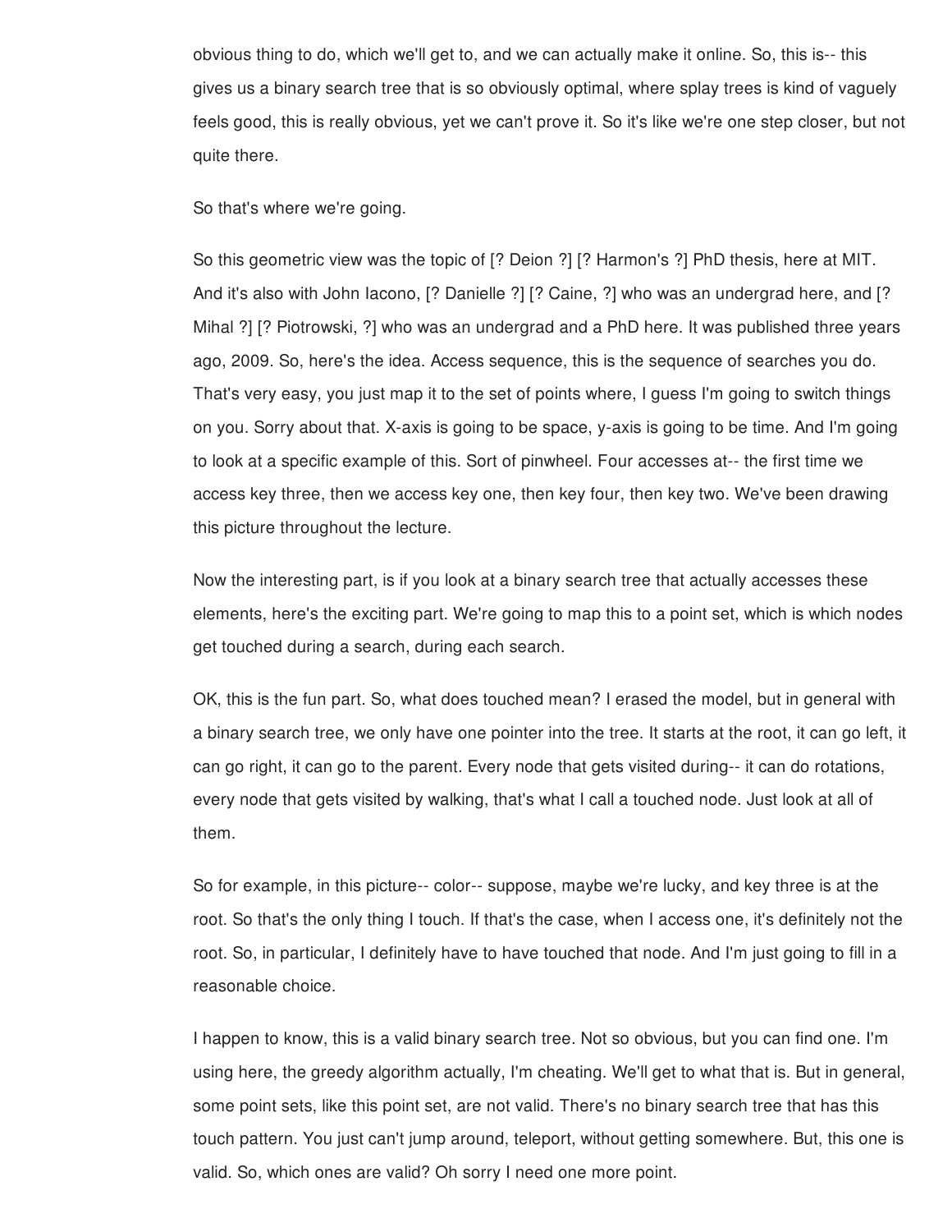obvious thing to do, which we'll get to, and we can actually make it online. So, this is-- this gives us a binary search tree that is so obviously optimal, where splay trees is kind of vaguely feels good, this is really obvious, yet we can't prove it. So it's like we're one step closer, but not quite there.

So that's where we're going.

So this geometric view was the topic of [? Deion ?] [? Harmon's ?] PhD thesis, here at MIT. And it's also with John Iacono, [? Danielle ?] [? Caine, ?] who was an undergrad here, and [? Mihal ?] [? Piotrowski, ?] who was an undergrad and a PhD here. It was published three years ago, 2009. So, here's the idea. Access sequence, this is the sequence of searches you do. That's very easy, you just map it to the set of points where, I guess I'm going to switch things on you. Sorry about that. X-axis is going to be space, y-axis is going to be time. And I'm going to look at a specific example of this. Sort of pinwheel. Four accesses at-- the first time we access key three, then we access key one, then key four, then key two. We've been drawing this picture throughout the lecture.

Now the interesting part, is if you look at a binary search tree that actually accesses these elements, here's the exciting part. We're going to map this to a point set, which is which nodes get touched during a search, during each search.

OK, this is the fun part. So, what does touched mean? I erased the model, but in general with a binary search tree, we only have one pointer into the tree. It starts at the root, it can go left, it can go right, it can go to the parent. Every node that gets visited during-- it can do rotations, every node that gets visited by walking, that's what I call a touched node. Just look at all of them.

So for example, in this picture-- color-- suppose, maybe we're lucky, and key three is at the root. So that's the only thing I touch. If that's the case, when I access one, it's definitely not the root. So, in particular, I definitely have to have touched that node. And I'm just going to fill in a reasonable choice.

I happen to know, this is a valid binary search tree. Not so obvious, but you can find one. I'm using here, the greedy algorithm actually, I'm cheating. We'll get to what that is. But in general, some point sets, like this point set, are not valid. There's no binary search tree that has this touch pattern. You just can't jump around, teleport, without getting somewhere. But, this one is valid. So, which ones are valid? Oh sorry I need one more point.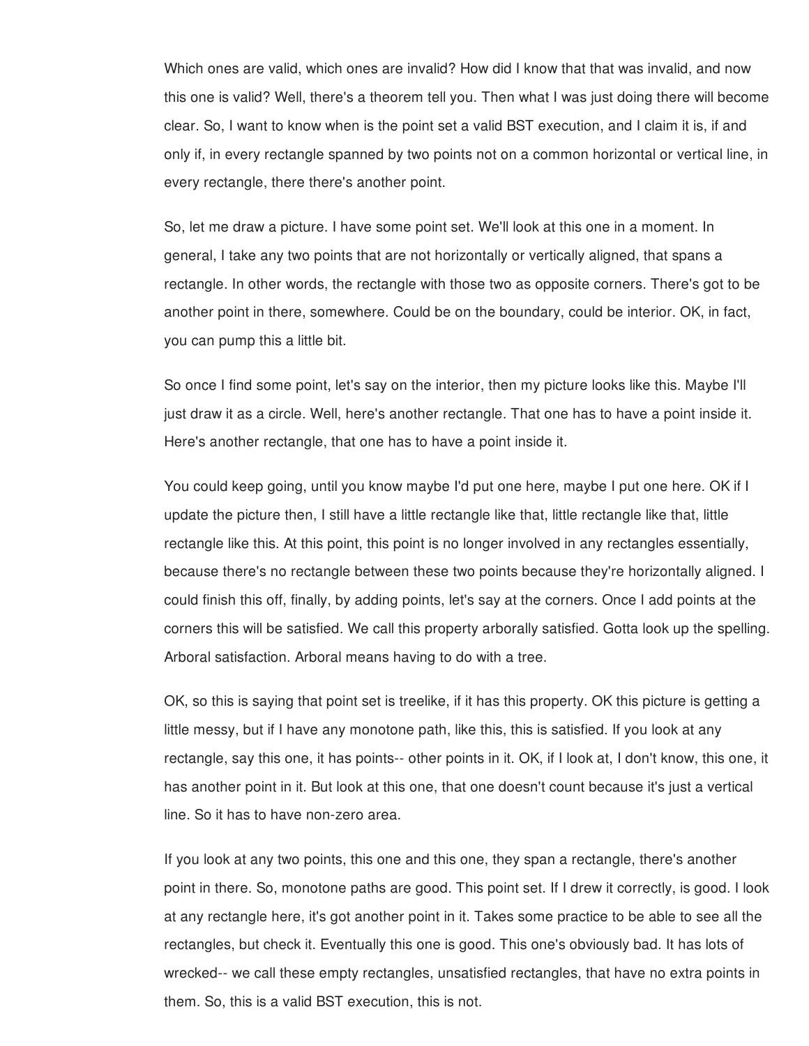Which ones are valid, which ones are invalid? How did I know that that was invalid, and now this one is valid? Well, there's a theorem tell you. Then what I was just doing there will become clear. So, I want to know when is the point set a valid BST execution, and I claim it is, if and only if, in every rectangle spanned by two points not on a common horizontal or vertical line, in every rectangle, there there's another point.

So, let me draw a picture. I have some point set. We'll look at this one in a moment. In general, I take any two points that are not horizontally or vertically aligned, that spans a rectangle. In other words, the rectangle with those two as opposite corners. There's got to be another point in there, somewhere. Could be on the boundary, could be interior. OK, in fact, you can pump this a little bit.

So once I find some point, let's say on the interior, then my picture looks like this. Maybe I'll just draw it as a circle. Well, here's another rectangle. That one has to have a point inside it. Here's another rectangle, that one has to have a point inside it.

You could keep going, until you know maybe I'd put one here, maybe I put one here. OK if I update the picture then, I still have a little rectangle like that, little rectangle like that, little rectangle like this. At this point, this point is no longer involved in any rectangles essentially, because there's no rectangle between these two points because they're horizontally aligned. I could finish this off, finally, by adding points, let's say at the corners. Once I add points at the corners this will be satisfied. We call this property arborally satisfied. Gotta look up the spelling. Arboral satisfaction. Arboral means having to do with a tree.

OK, so this is saying that point set is treelike, if it has this property. OK this picture is getting a little messy, but if I have any monotone path, like this, this is satisfied. If you look at any rectangle, say this one, it has points-- other points in it. OK, if I look at, I don't know, this one, it has another point in it. But look at this one, that one doesn't count because it's just a vertical line. So it has to have non-zero area.

If you look at any two points, this one and this one, they span a rectangle, there's another point in there. So, monotone paths are good. This point set. If I drew it correctly, is good. I look at any rectangle here, it's got another point in it. Takes some practice to be able to see all the rectangles, but check it. Eventually this one is good. This one's obviously bad. It has lots of wrecked-- we call these empty rectangles, unsatisfied rectangles, that have no extra points in them. So, this is a valid BST execution, this is not.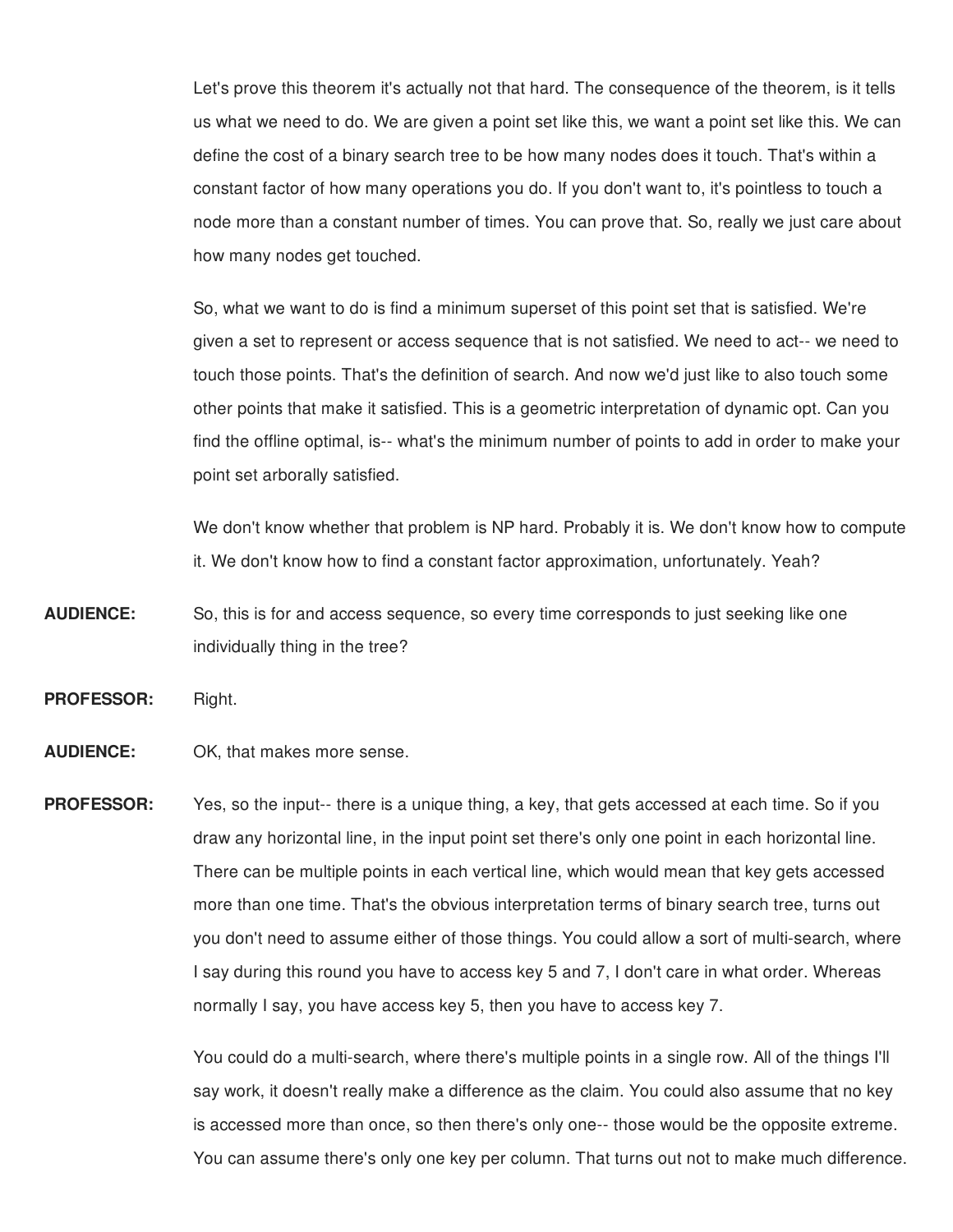Let's prove this theorem it's actually not that hard. The consequence of the theorem, is it tells us what we need to do. We are given a point set like this, we want a point set like this. We can define the cost of a binary search tree to be how many nodes does it touch. That's within a constant factor of how many operations you do. If you don't want to, it's pointless to touch a node more than a constant number of times. You can prove that. So, really we just care about how many nodes get touched.

So, what we want to do is find a minimum superset of this point set that is satisfied. We're given a set to represent or access sequence that is not satisfied. We need to act-- we need to touch those points. That's the definition of search. And now we'd just like to also touch some other points that make it satisfied. This is a geometric interpretation of dynamic opt. Can you find the offline optimal, is-- what's the minimum number of points to add in order to make your point set arborally satisfied.

We don't know whether that problem is NP hard. Probably it is. We don't know how to compute it. We don't know how to find a constant factor approximation, unfortunately. Yeah?

**AUDIENCE:** So, this is for and access sequence, so every time corresponds to just seeking like one individually thing in the tree?

**PROFESSOR:** Right.

**AUDIENCE:** OK, that makes more sense.

**PROFESSOR:** Yes, so the input-- there is a unique thing, a key, that gets accessed at each time. So if you draw any horizontal line, in the input point set there's only one point in each horizontal line. There can be multiple points in each vertical line, which would mean that key gets accessed more than one time. That's the obvious interpretation terms of binary search tree, turns out you don't need to assume either of those things. You could allow a sort of multi-search, where I say during this round you have to access key 5 and 7, I don't care in what order. Whereas normally I say, you have access key 5, then you have to access key 7.

You could do a multi-search, where there's multiple points in a single row. All of the things I'll say work, it doesn't really make a difference as the claim. You could also assume that no key is accessed more than once, so then there's only one-- those would be the opposite extreme. You can assume there's only one key per column. That turns out not to make much difference.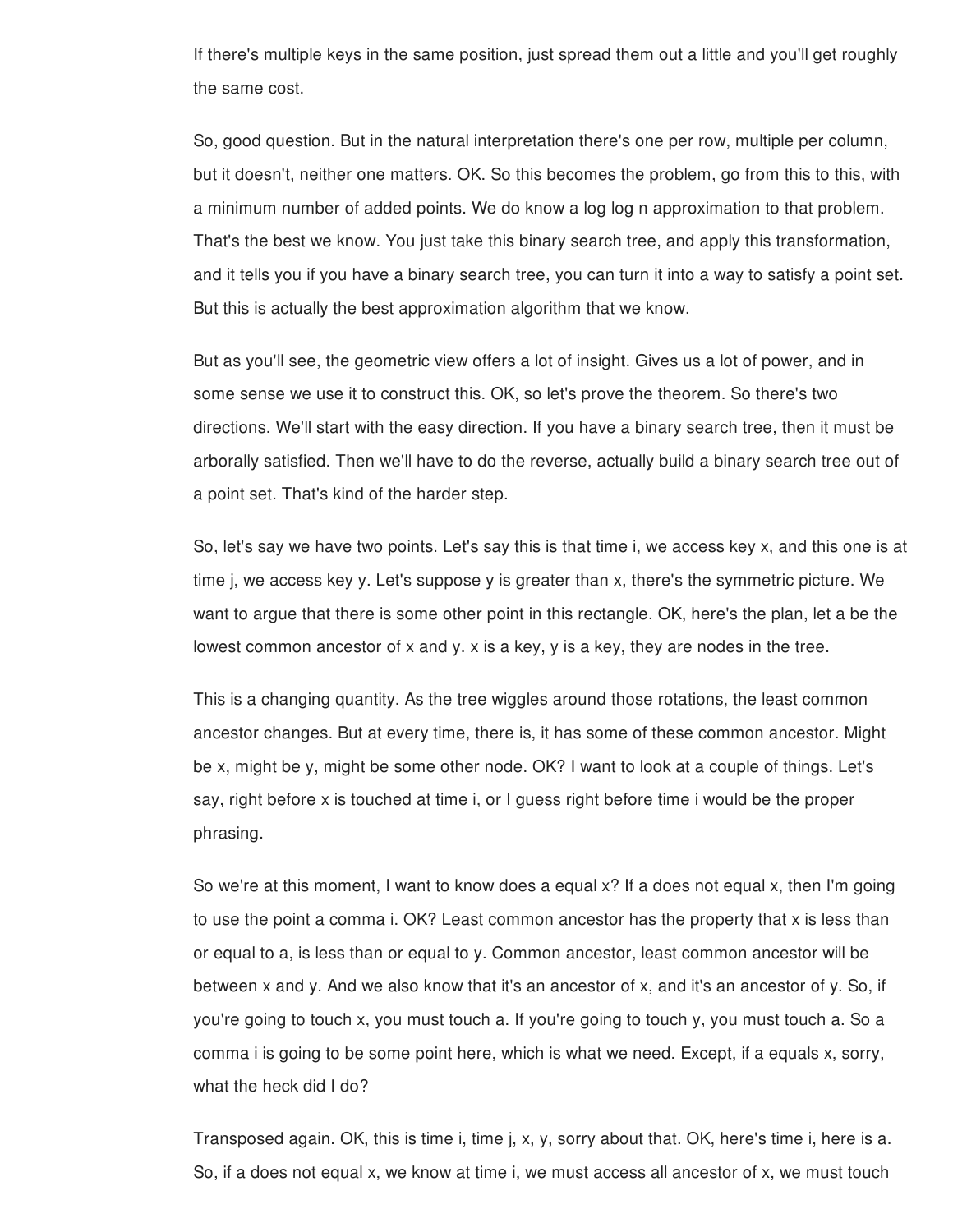If there's multiple keys in the same position, just spread them out a little and you'll get roughly the same cost.

So, good question. But in the natural interpretation there's one per row, multiple per column, but it doesn't, neither one matters. OK. So this becomes the problem, go from this to this, with a minimum number of added points. We do know a log log n approximation to that problem. That's the best we know. You just take this binary search tree, and apply this transformation, and it tells you if you have a binary search tree, you can turn it into a way to satisfy a point set. But this is actually the best approximation algorithm that we know.

But as you'll see, the geometric view offers a lot of insight. Gives us a lot of power, and in some sense we use it to construct this. OK, so let's prove the theorem. So there's two directions. We'll start with the easy direction. If you have a binary search tree, then it must be arborally satisfied. Then we'll have to do the reverse, actually build a binary search tree out of a point set. That's kind of the harder step.

So, let's say we have two points. Let's say this is that time i, we access key x, and this one is at time j, we access key y. Let's suppose y is greater than x, there's the symmetric picture. We want to argue that there is some other point in this rectangle. OK, here's the plan, let a be the lowest common ancestor of x and y. x is a key, y is a key, they are nodes in the tree.

This is a changing quantity. As the tree wiggles around those rotations, the least common ancestor changes. But at every time, there is, it has some of these common ancestor. Might be x, might be y, might be some other node. OK? I want to look at a couple of things. Let's say, right before x is touched at time i, or I guess right before time i would be the proper phrasing.

So we're at this moment, I want to know does a equal x? If a does not equal x, then I'm going to use the point a comma i. OK? Least common ancestor has the property that x is less than or equal to a, is less than or equal to y. Common ancestor, least common ancestor will be between x and y. And we also know that it's an ancestor of x, and it's an ancestor of y. So, if you're going to touch x, you must touch a. If you're going to touch y, you must touch a. So a comma i is going to be some point here, which is what we need. Except, if a equals x, sorry, what the heck did I do?

Transposed again. OK, this is time i, time j, x, y, sorry about that. OK, here's time i, here is a. So, if a does not equal x, we know at time i, we must access all ancestor of x, we must touch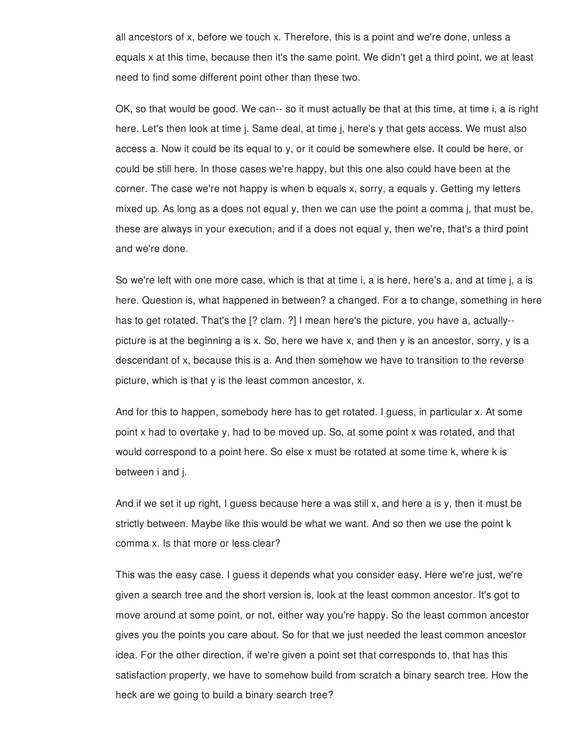all ancestors of x, before we touch x. Therefore, this is a point and we're done, unless a equals x at this time, because then it's the same point. We didn't get a third point, we at least need to find some different point other than these two.

OK, so that would be good. We can-- so it must actually be that at this time, at time i, a is right here. Let's then look at time j. Same deal, at time j, here's y that gets access. We must also access a. Now it could be its equal to y, or it could be somewhere else. It could be here, or could be still here. In those cases we're happy, but this one also could have been at the corner. The case we're not happy is when b equals x, sorry, a equals y. Getting my letters mixed up. As long as a does not equal y, then we can use the point a comma j, that must be, these are always in your execution, and if a does not equal y, then we're, that's a third point and we're done.

So we're left with one more case, which is that at time i, a is here, here's a, and at time j, a is here. Question is, what happened in between? a changed. For a to change, something in here has to get rotated. That's the [? clam. ?] I mean here's the picture, you have a, actually-- picture is at the beginning a is x. So, here we have x, and then y is an ancestor, sorry, y is a descendant of x, because this is a. And then somehow we have to transition to the reverse picture, which is that y is the least common ancestor, x.

And for this to happen, somebody here has to get rotated. I guess, in particular x. At some point x had to overtake y, had to be moved up. So, at some point x was rotated, and that would correspond to a point here. So else x must be rotated at some time k, where k is between i and j.

And if we set it up right, I guess because here a was still x, and here a is y, then it must be strictly between. Maybe like this would be what we want. And so then we use the point k comma x. Is that more or less clear?

This was the easy case. I guess it depends what you consider easy. Here we're just, we're given a search tree and the short version is, look at the least common ancestor. It's got to move around at some point, or not, either way you're happy. So the least common ancestor gives you the points you care about. So for that we just needed the least common ancestor idea. For the other direction, if we're given a point set that corresponds to, that has this satisfaction property, we have to somehow build from scratch a binary search tree. How the heck are we going to build a binary search tree?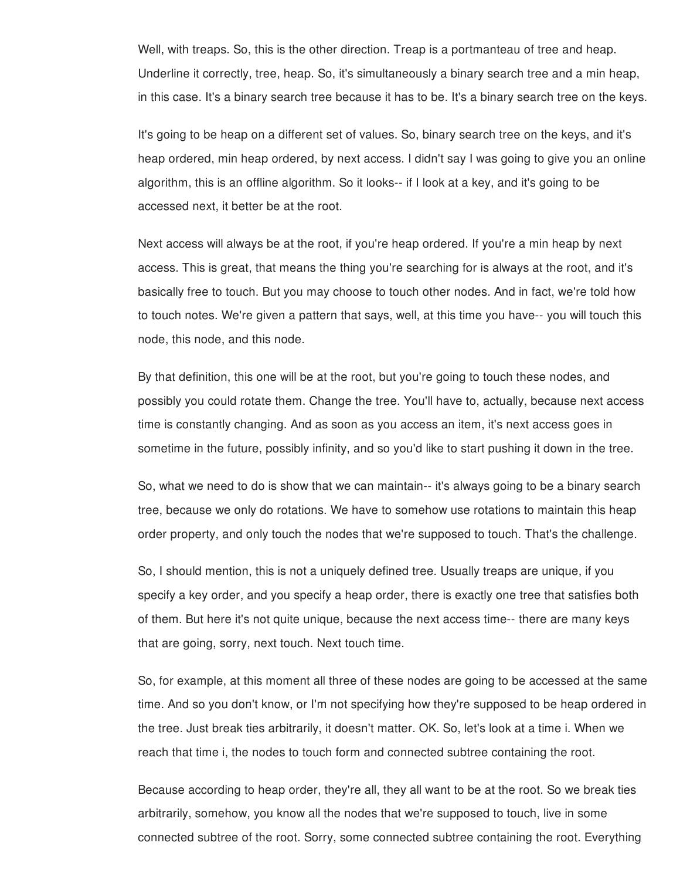Well, with treaps. So, this is the other direction. Treap is a portmanteau of tree and heap. Underline it correctly, tree, heap. So, it's simultaneously a binary search tree and a min heap, in this case. It's a binary search tree because it has to be. It's a binary search tree on the keys.

It's going to be heap on a different set of values. So, binary search tree on the keys, and it's heap ordered, min heap ordered, by next access. I didn't say I was going to give you an online algorithm, this is an offline algorithm. So it looks-- if I look at a key, and it's going to be accessed next, it better be at the root.

Next access will always be at the root, if you're heap ordered. If you're a min heap by next access. This is great, that means the thing you're searching for is always at the root, and it's basically free to touch. But you may choose to touch other nodes. And in fact, we're told how to touch notes. We're given a pattern that says, well, at this time you have-- you will touch this node, this node, and this node.

By that definition, this one will be at the root, but you're going to touch these nodes, and possibly you could rotate them. Change the tree. You'll have to, actually, because next access time is constantly changing. And as soon as you access an item, it's next access goes in sometime in the future, possibly infinity, and so you'd like to start pushing it down in the tree.

So, what we need to do is show that we can maintain-- it's always going to be a binary search tree, because we only do rotations. We have to somehow use rotations to maintain this heap order property, and only touch the nodes that we're supposed to touch. That's the challenge.

So, I should mention, this is not a uniquely defined tree. Usually treaps are unique, if you specify a key order, and you specify a heap order, there is exactly one tree that satisfies both of them. But here it's not quite unique, because the next access time-- there are many keys that are going, sorry, next touch. Next touch time.

So, for example, at this moment all three of these nodes are going to be accessed at the same time. And so you don't know, or I'm not specifying how they're supposed to be heap ordered in the tree. Just break ties arbitrarily, it doesn't matter. OK. So, let's look at a time i. When we reach that time i, the nodes to touch form and connected subtree containing the root.

Because according to heap order, they're all, they all want to be at the root. So we break ties arbitrarily, somehow, you know all the nodes that we're supposed to touch, live in some connected subtree of the root. Sorry, some connected subtree containing the root. Everything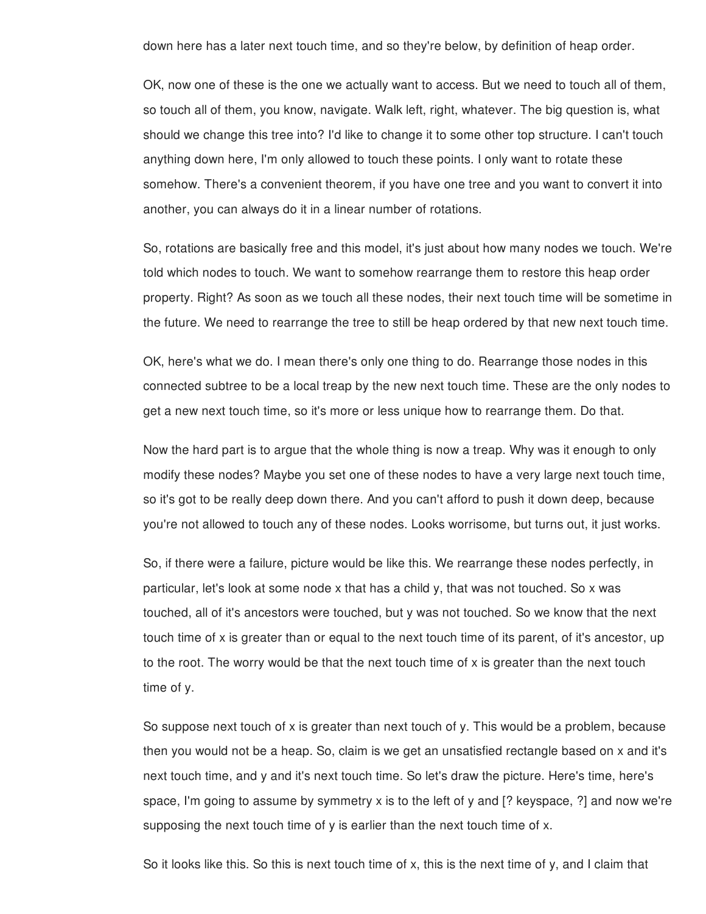down here has a later next touch time, and so they're below, by definition of heap order.

OK, now one of these is the one we actually want to access. But we need to touch all of them, so touch all of them, you know, navigate. Walk left, right, whatever. The big question is, what should we change this tree into? I'd like to change it to some other top structure. I can't touch anything down here, I'm only allowed to touch these points. I only want to rotate these somehow. There's a convenient theorem, if you have one tree and you want to convert it into another, you can always do it in a linear number of rotations.

So, rotations are basically free and this model, it's just about how many nodes we touch. We're told which nodes to touch. We want to somehow rearrange them to restore this heap order property. Right? As soon as we touch all these nodes, their next touch time will be sometime in the future. We need to rearrange the tree to still be heap ordered by that new next touch time.

OK, here's what we do. I mean there's only one thing to do. Rearrange those nodes in this connected subtree to be a local treap by the new next touch time. These are the only nodes to get a new next touch time, so it's more or less unique how to rearrange them. Do that.

Now the hard part is to argue that the whole thing is now a treap. Why was it enough to only modify these nodes? Maybe you set one of these nodes to have a very large next touch time, so it's got to be really deep down there. And you can't afford to push it down deep, because you're not allowed to touch any of these nodes. Looks worrisome, but turns out, it just works.

So, if there were a failure, picture would be like this. We rearrange these nodes perfectly, in particular, let's look at some node x that has a child y, that was not touched. So x was touched, all of it's ancestors were touched, but y was not touched. So we know that the next touch time of x is greater than or equal to the next touch time of its parent, of it's ancestor, up to the root. The worry would be that the next touch time of x is greater than the next touch time of y.

So suppose next touch of x is greater than next touch of y. This would be a problem, because then you would not be a heap. So, claim is we get an unsatisfied rectangle based on x and it's next touch time, and y and it's next touch time. So let's draw the picture. Here's time, here's space, I'm going to assume by symmetry x is to the left of y and [? keyspace, ?] and now we're supposing the next touch time of y is earlier than the next touch time of x.

So it looks like this. So this is next touch time of x, this is the next time of y, and I claim that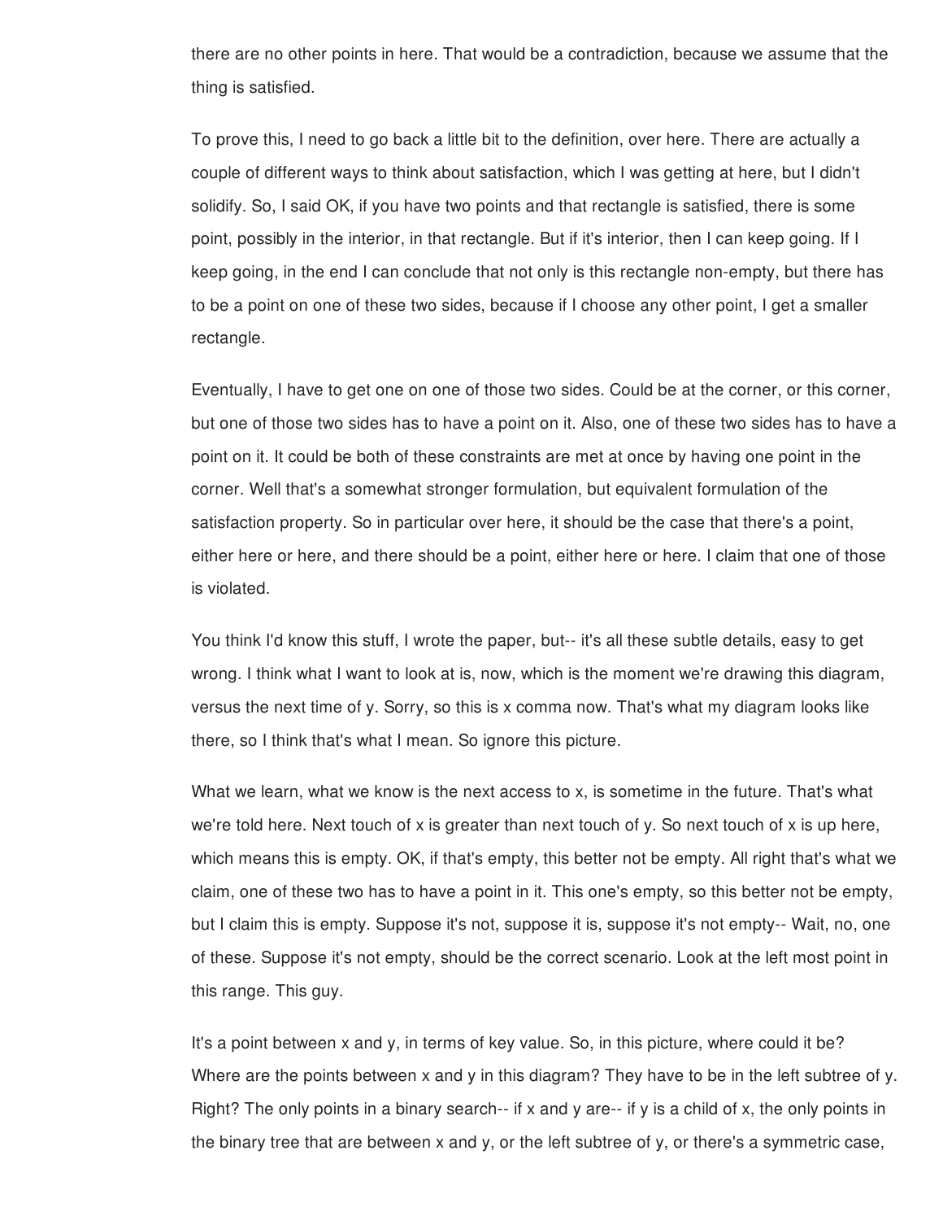there are no other points in here. That would be a contradiction, because we assume that the thing is satisfied.

To prove this, I need to go back a little bit to the definition, over here. There are actually a couple of different ways to think about satisfaction, which I was getting at here, but I didn't solidify. So, I said OK, if you have two points and that rectangle is satisfied, there is some point, possibly in the interior, in that rectangle. But if it's interior, then I can keep going. If I keep going, in the end I can conclude that not only is this rectangle non-empty, but there has to be a point on one of these two sides, because if I choose any other point, I get a smaller rectangle.

Eventually, I have to get one on one of those two sides. Could be at the corner, or this corner, but one of those two sides has to have a point on it. Also, one of these two sides has to have a point on it. It could be both of these constraints are met at once by having one point in the corner. Well that's a somewhat stronger formulation, but equivalent formulation of the satisfaction property. So in particular over here, it should be the case that there's a point, either here or here, and there should be a point, either here or here. I claim that one of those is violated.

You think I'd know this stuff, I wrote the paper, but-- it's all these subtle details, easy to get wrong. I think what I want to look at is, now, which is the moment we're drawing this diagram, versus the next time of y. Sorry, so this is x comma now. That's what my diagram looks like there, so I think that's what I mean. So ignore this picture.

What we learn, what we know is the next access to x, is sometime in the future. That's what we're told here. Next touch of x is greater than next touch of y. So next touch of x is up here, which means this is empty. OK, if that's empty, this better not be empty. All right that's what we claim, one of these two has to have a point in it. This one's empty, so this better not be empty, but I claim this is empty. Suppose it's not, suppose it is, suppose it's not empty-- Wait, no, one of these. Suppose it's not empty, should be the correct scenario. Look at the left most point in this range. This guy.

It's a point between x and y, in terms of key value. So, in this picture, where could it be? Where are the points between x and y in this diagram? They have to be in the left subtree of y. Right? The only points in a binary search-- if x and y are-- if y is a child of x, the only points in the binary tree that are between x and y, or the left subtree of y, or there's a symmetric case,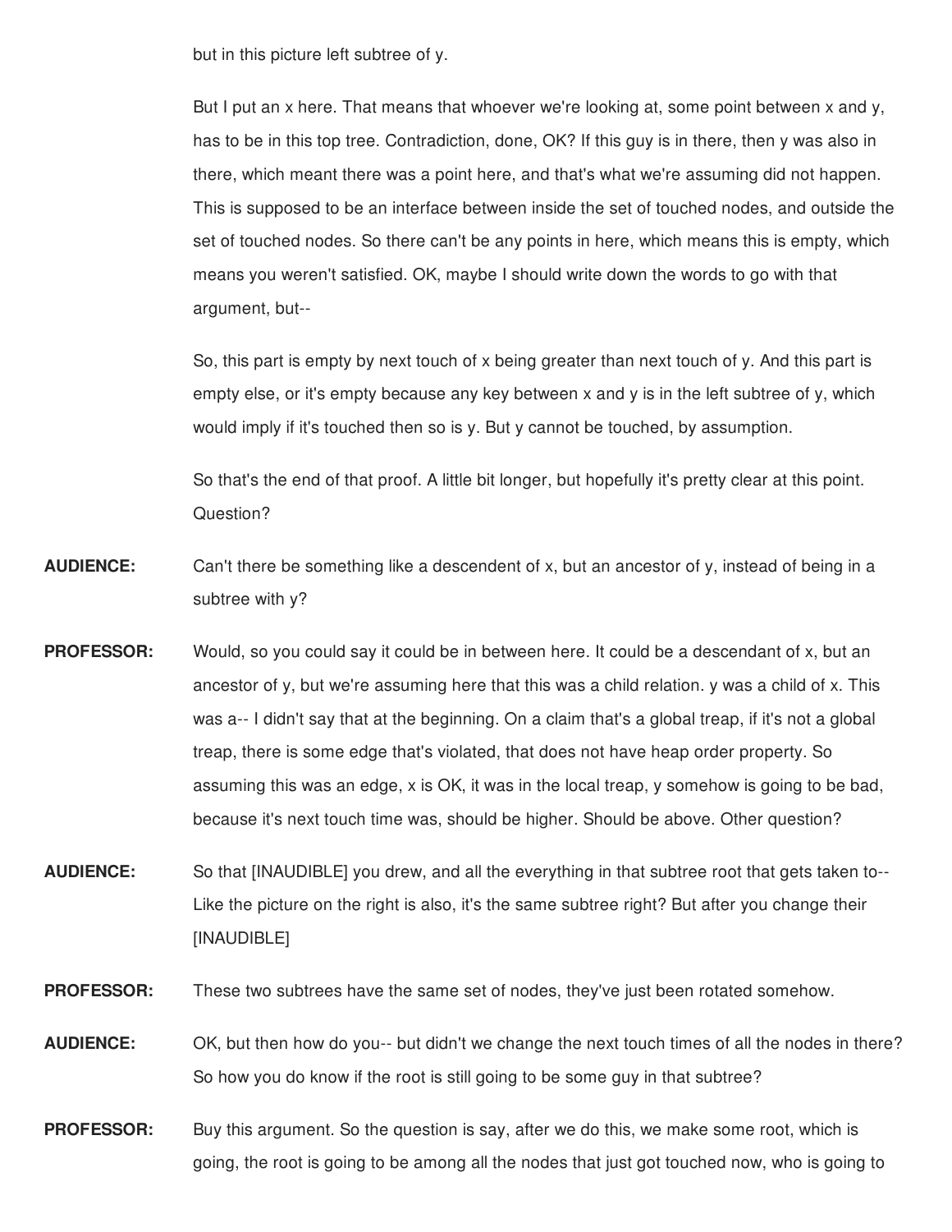but in this picture left subtree of y.

But I put an x here. That means that whoever we're looking at, some point between x and y, has to be in this top tree. Contradiction, done, OK? If this guy is in there, then y was also in there, which meant there was a point here, and that's what we're assuming did not happen. This is supposed to be an interface between inside the set of touched nodes, and outside the set of touched nodes. So there can't be any points in here, which means this is empty, which means you weren't satisfied. OK, maybe I should write down the words to go with that argument, but--

So, this part is empty by next touch of x being greater than next touch of y. And this part is empty else, or it's empty because any key between x and y is in the left subtree of y, which would imply if it's touched then so is y. But y cannot be touched, by assumption.

So that's the end of that proof. A little bit longer, but hopefully it's pretty clear at this point. Question?

**AUDIENCE:** Can't there be something like a descendent of x, but an ancestor of y, instead of being in a subtree with y?

**PROFESSOR:** Would, so you could say it could be in between here. It could be a descendant of x, but an ancestor of y, but we're assuming here that this was a child relation. y was a child of x. This was a-- I didn't say that at the beginning. On a claim that's a global treap, if it's not a global treap, there is some edge that's violated, that does not have heap order property. So assuming this was an edge, x is OK, it was in the local treap, y somehow is going to be bad, because it's next touch time was, should be higher. Should be above. Other question?

**AUDIENCE:** So that [INAUDIBLE] you drew, and all the everything in that subtree root that gets taken to-- Like the picture on the right is also, it's the same subtree right? But after you change their [INAUDIBLE]

**PROFESSOR:** These two subtrees have the same set of nodes, they've just been rotated somehow.

**AUDIENCE:** OK, but then how do you-- but didn't we change the next touch times of all the nodes in there? So how you do know if the root is still going to be some guy in that subtree?

**PROFESSOR:** Buy this argument. So the question is say, after we do this, we make some root, which is going, the root is going to be among all the nodes that just got touched now, who is going to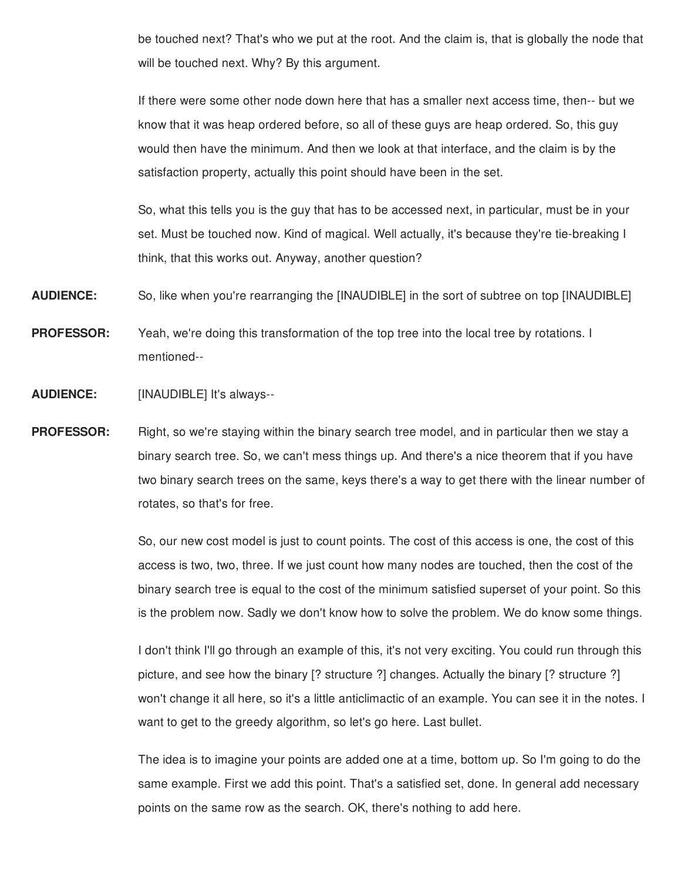be touched next? That's who we put at the root. And the claim is, that is globally the node that will be touched next. Why? By this argument.

If there were some other node down here that has a smaller next access time, then-- but we know that it was heap ordered before, so all of these guys are heap ordered. So, this guy would then have the minimum. And then we look at that interface, and the claim is by the satisfaction property, actually this point should have been in the set.

So, what this tells you is the guy that has to be accessed next, in particular, must be in your set. Must be touched now. Kind of magical. Well actually, it's because they're tie-breaking I think, that this works out. Anyway, another question?

**AUDIENCE:** So, like when you're rearranging the [INAUDIBLE] in the sort of subtree on top [INAUDIBLE]

**PROFESSOR:** Yeah, we're doing this transformation of the top tree into the local tree by rotations. I mentioned--

**AUDIENCE:** [INAUDIBLE] It's always--

**PROFESSOR:** Right, so we're staying within the binary search tree model, and in particular then we stay a binary search tree. So, we can't mess things up. And there's a nice theorem that if you have two binary search trees on the same, keys there's a way to get there with the linear number of rotates, so that's for free.

So, our new cost model is just to count points. The cost of this access is one, the cost of this access is two, two, three. If we just count how many nodes are touched, then the cost of the binary search tree is equal to the cost of the minimum satisfied superset of your point. So this is the problem now. Sadly we don't know how to solve the problem. We do know some things.

I don't think I'll go through an example of this, it's not very exciting. You could run through this picture, and see how the binary [? structure ?] changes. Actually the binary [? structure ?] won't change it all here, so it's a little anticlimactic of an example. You can see it in the notes. I want to get to the greedy algorithm, so let's go here. Last bullet.

The idea is to imagine your points are added one at a time, bottom up. So I'm going to do the same example. First we add this point. That's a satisfied set, done. In general add necessary points on the same row as the search. OK, there's nothing to add here.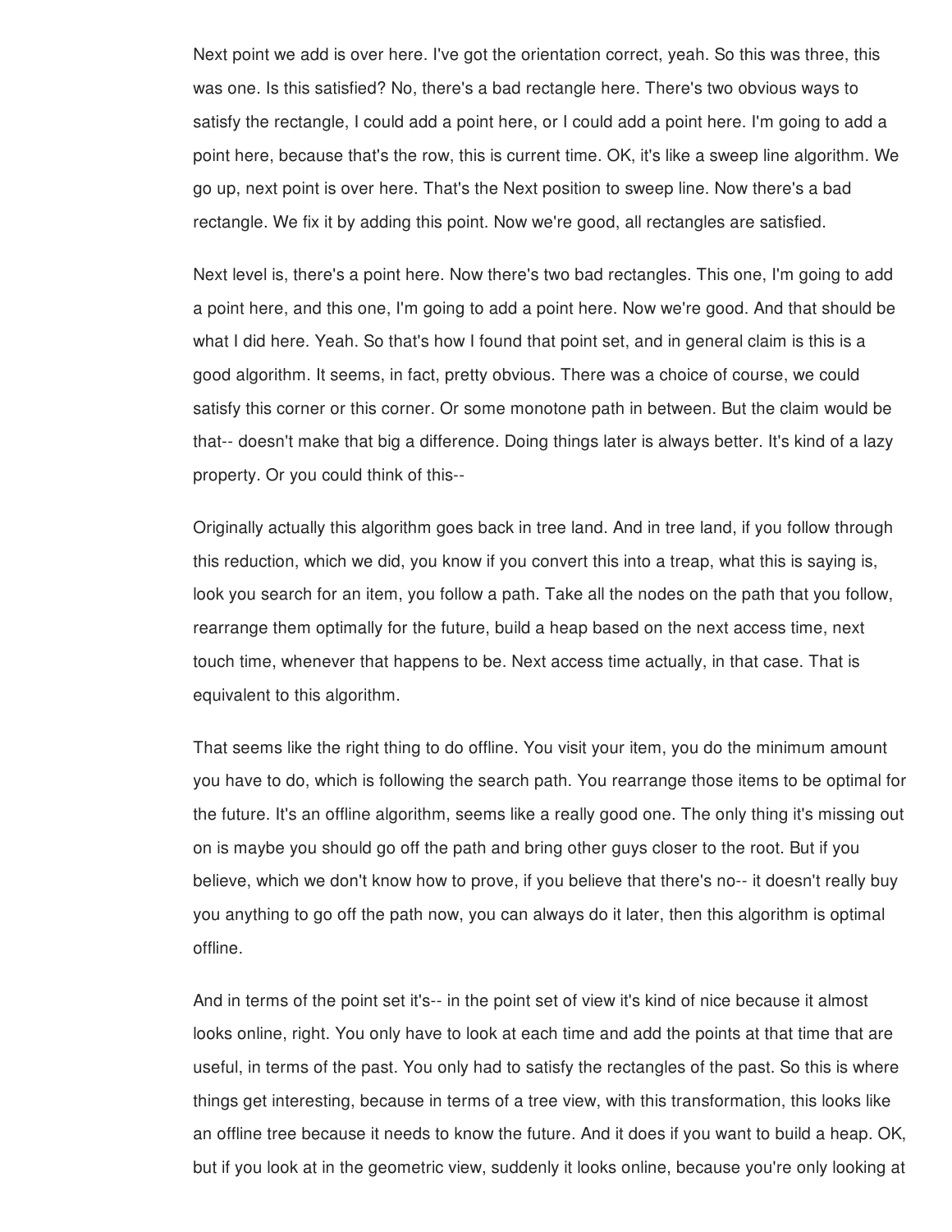Next point we add is over here. I've got the orientation correct, yeah. So this was three, this was one. Is this satisfied? No, there's a bad rectangle here. There's two obvious ways to satisfy the rectangle, I could add a point here, or I could add a point here. I'm going to add a point here, because that's the row, this is current time. OK, it's like a sweep line algorithm. We go up, next point is over here. That's the Next position to sweep line. Now there's a bad rectangle. We fix it by adding this point. Now we're good, all rectangles are satisfied.

Next level is, there's a point here. Now there's two bad rectangles. This one, I'm going to add a point here, and this one, I'm going to add a point here. Now we're good. And that should be what I did here. Yeah. So that's how I found that point set, and in general claim is this is a good algorithm. It seems, in fact, pretty obvious. There was a choice of course, we could satisfy this corner or this corner. Or some monotone path in between. But the claim would be that-- doesn't make that big a difference. Doing things later is always better. It's kind of a lazy property. Or you could think of this--

Originally actually this algorithm goes back in tree land. And in tree land, if you follow through this reduction, which we did, you know if you convert this into a treap, what this is saying is, look you search for an item, you follow a path. Take all the nodes on the path that you follow, rearrange them optimally for the future, build a heap based on the next access time, next touch time, whenever that happens to be. Next access time actually, in that case. That is equivalent to this algorithm.

That seems like the right thing to do offline. You visit your item, you do the minimum amount you have to do, which is following the search path. You rearrange those items to be optimal for the future. It's an offline algorithm, seems like a really good one. The only thing it's missing out on is maybe you should go off the path and bring other guys closer to the root. But if you believe, which we don't know how to prove, if you believe that there's no-- it doesn't really buy you anything to go off the path now, you can always do it later, then this algorithm is optimal offline.

And in terms of the point set it's-- in the point set of view it's kind of nice because it almost looks online, right. You only have to look at each time and add the points at that time that are useful, in terms of the past. You only had to satisfy the rectangles of the past. So this is where things get interesting, because in terms of a tree view, with this transformation, this looks like an offline tree because it needs to know the future. And it does if you want to build a heap. OK, but if you look at in the geometric view, suddenly it looks online, because you're only looking at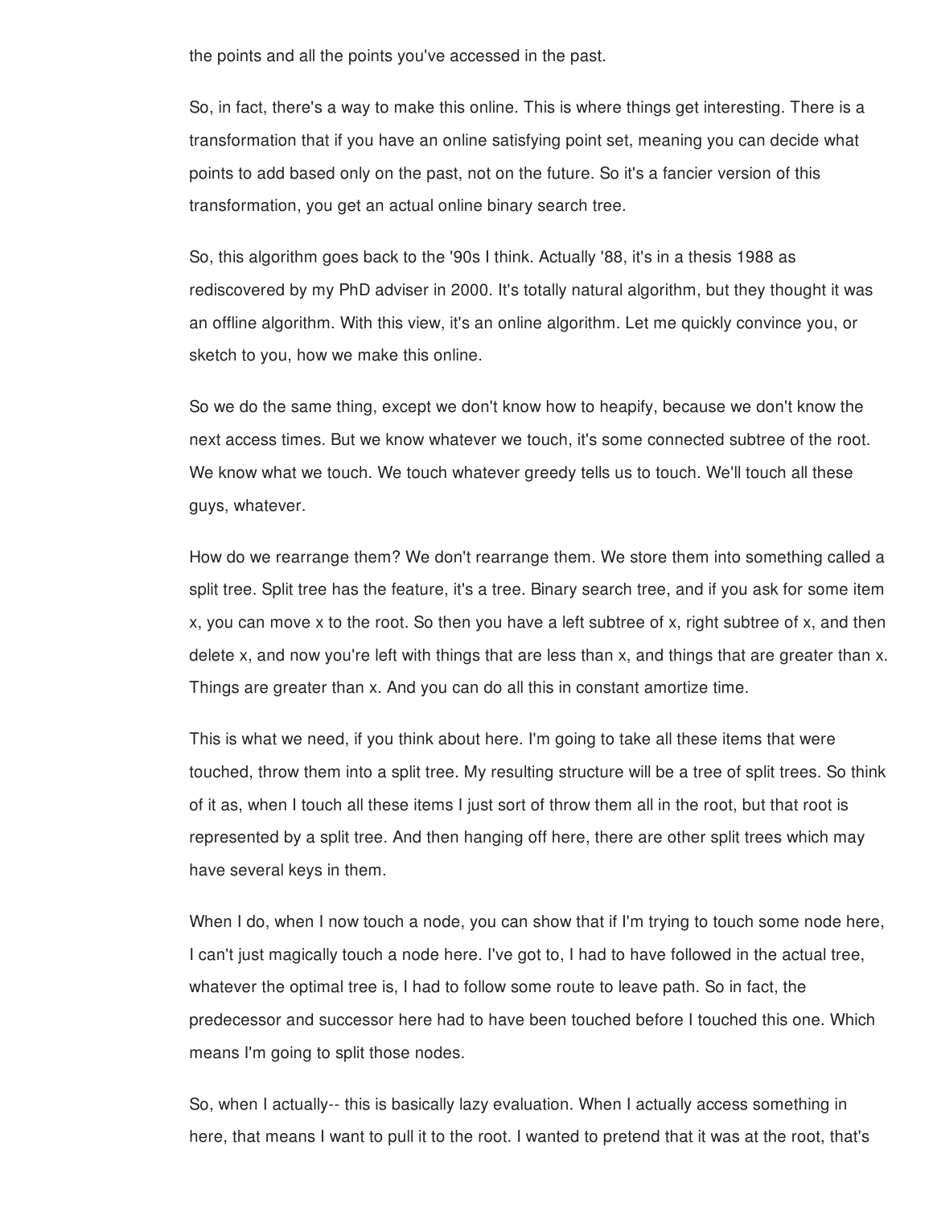the points and all the points you've accessed in the past.

So, in fact, there's a way to make this online. This is where things get interesting. There is a transformation that if you have an online satisfying point set, meaning you can decide what points to add based only on the past, not on the future. So it's a fancier version of this transformation, you get an actual online binary search tree.

So, this algorithm goes back to the '90s I think. Actually '88, it's in a thesis 1988 as rediscovered by my PhD adviser in 2000. It's totally natural algorithm, but they thought it was an offline algorithm. With this view, it's an online algorithm. Let me quickly convince you, or sketch to you, how we make this online.

So we do the same thing, except we don't know how to heapify, because we don't know the next access times. But we know whatever we touch, it's some connected subtree of the root. We know what we touch. We touch whatever greedy tells us to touch. We'll touch all these guys, whatever.

How do we rearrange them? We don't rearrange them. We store them into something called a split tree. Split tree has the feature, it's a tree. Binary search tree, and if you ask for some item x, you can move x to the root. So then you have a left subtree of x, right subtree of x, and then delete x, and now you're left with things that are less than x, and things that are greater than x. Things are greater than x. And you can do all this in constant amortize time.

This is what we need, if you think about here. I'm going to take all these items that were touched, throw them into a split tree. My resulting structure will be a tree of split trees. So think of it as, when I touch all these items I just sort of throw them all in the root, but that root is represented by a split tree. And then hanging off here, there are other split trees which may have several keys in them.

When I do, when I now touch a node, you can show that if I'm trying to touch some node here, I can't just magically touch a node here. I've got to, I had to have followed in the actual tree, whatever the optimal tree is, I had to follow some route to leave path. So in fact, the predecessor and successor here had to have been touched before I touched this one. Which means I'm going to split those nodes.

So, when I actually-- this is basically lazy evaluation. When I actually access something in here, that means I want to pull it to the root. I wanted to pretend that it was at the root, that's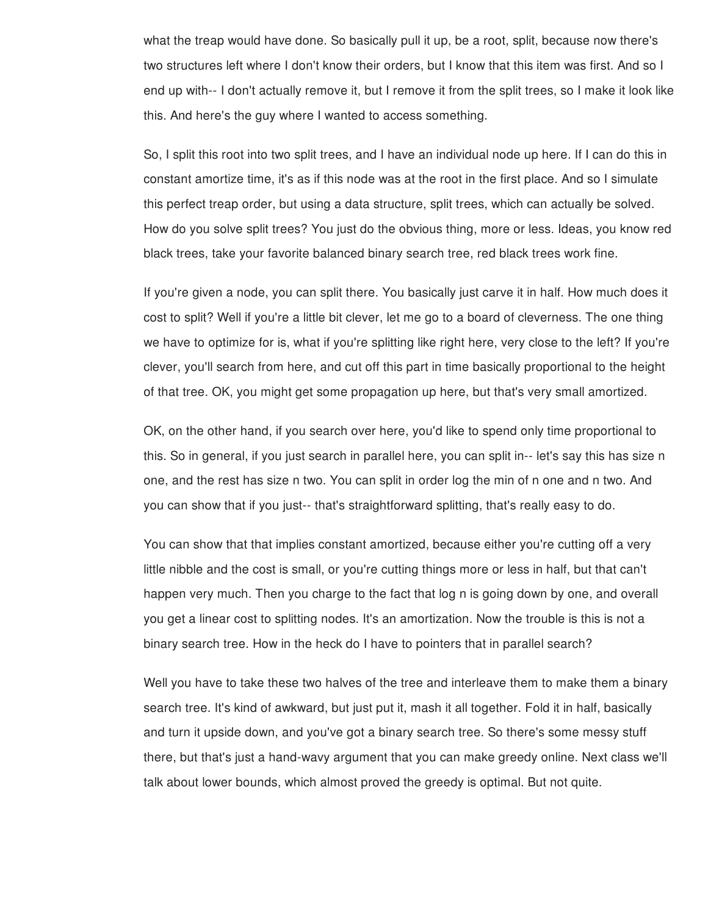what the treap would have done. So basically pull it up, be a root, split, because now there's two structures left where I don't know their orders, but I know that this item was first. And so I end up with-- I don't actually remove it, but I remove it from the split trees, so I make it look like this. And here's the guy where I wanted to access something.

So, I split this root into two split trees, and I have an individual node up here. If I can do this in constant amortize time, it's as if this node was at the root in the first place. And so I simulate this perfect treap order, but using a data structure, split trees, which can actually be solved. How do you solve split trees? You just do the obvious thing, more or less. Ideas, you know red black trees, take your favorite balanced binary search tree, red black trees work fine.

If you're given a node, you can split there. You basically just carve it in half. How much does it cost to split? Well if you're a little bit clever, let me go to a board of cleverness. The one thing we have to optimize for is, what if you're splitting like right here, very close to the left? If you're clever, you'll search from here, and cut off this part in time basically proportional to the height of that tree. OK, you might get some propagation up here, but that's very small amortized.

OK, on the other hand, if you search over here, you'd like to spend only time proportional to this. So in general, if you just search in parallel here, you can split in-- let's say this has size n one, and the rest has size n two. You can split in order log the min of n one and n two. And you can show that if you just-- that's straightforward splitting, that's really easy to do.

You can show that that implies constant amortized, because either you're cutting off a very little nibble and the cost is small, or you're cutting things more or less in half, but that can't happen very much. Then you charge to the fact that log n is going down by one, and overall you get a linear cost to splitting nodes. It's an amortization. Now the trouble is this is not a binary search tree. How in the heck do I have to pointers that in parallel search?

Well you have to take these two halves of the tree and interleave them to make them a binary search tree. It's kind of awkward, but just put it, mash it all together. Fold it in half, basically and turn it upside down, and you've got a binary search tree. So there's some messy stuff there, but that's just a hand-wavy argument that you can make greedy online. Next class we'll talk about lower bounds, which almost proved the greedy is optimal. But not quite.